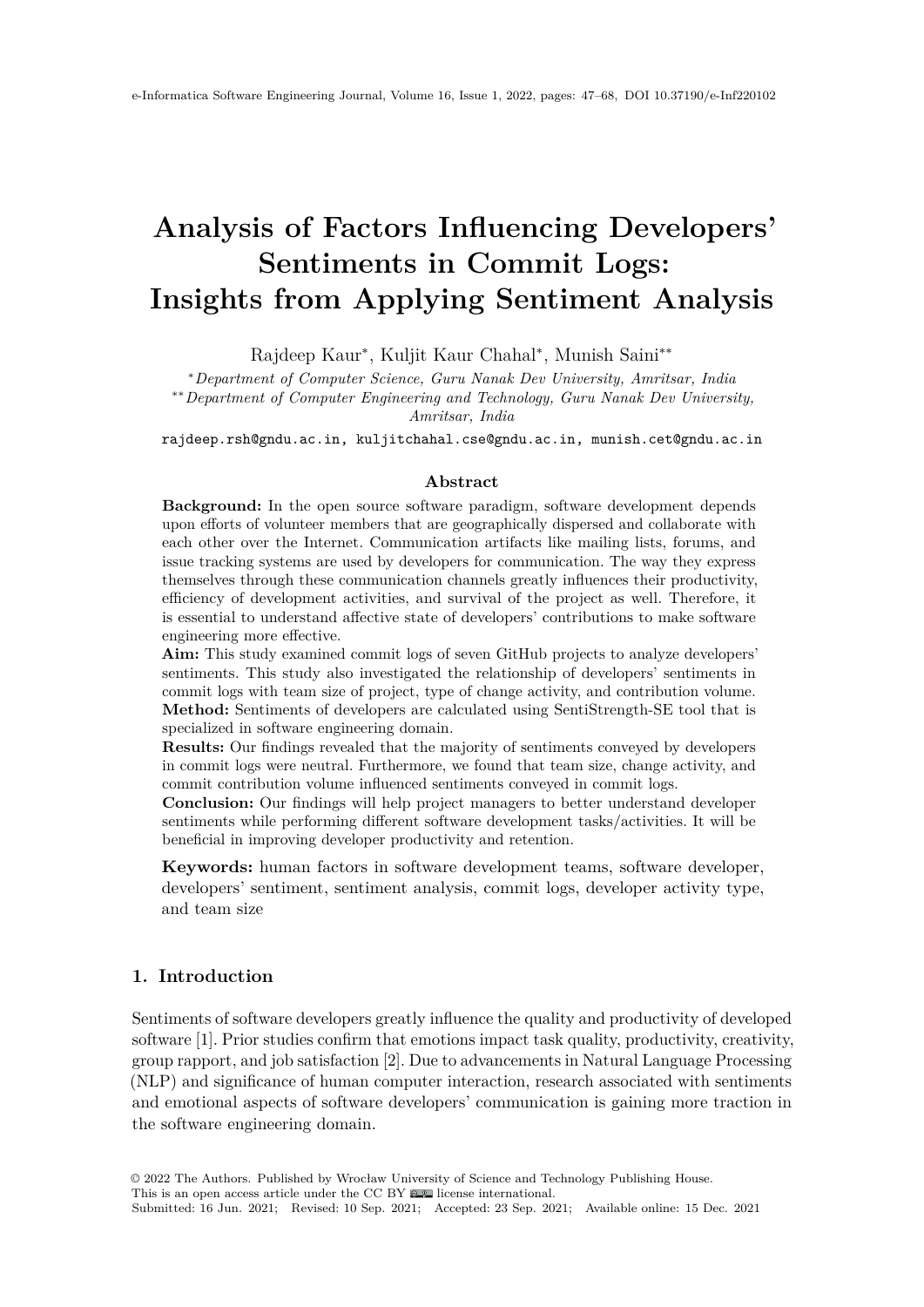# Analysis of Factors Influencing Developers' Sentiments in Commit Logs: Insights from Applying Sentiment Analysis

Rajdeep Kaur[*], Kuljit Kaur Chahal[*], Munish Saini[**]

[*] *Department of Computer Science, Guru Nanak Dev University, Amritsar, India*
[**] *Department of Computer Engineering and Technology, Guru Nanak Dev University, Amritsar, India*

rajdeep.rsh@gndu.ac.in, kuljitchahal.cse@gndu.ac.in, munish.cet@gndu.ac.in

### Abstract

**Background:** In the open source software paradigm, software development depends upon efforts of volunteer members that are geographically dispersed and collaborate with each other over the Internet. Communication artifacts like mailing lists, forums, and issue tracking systems are used by developers for communication. The way they express themselves through these communication channels greatly influences their productivity, efficiency of development activities, and survival of the project as well. Therefore, it is essential to understand affective state of developers' contributions to make software engineering more effective.

**Aim:** This study examined commit logs of seven GitHub projects to analyze developers' sentiments. This study also investigated the relationship of developers' sentiments in commit logs with team size of project, type of change activity, and contribution volume.

**Method:** Sentiments of developers are calculated using SentiStrength-SE tool that is specialized in software engineering domain.

**Results:** Our findings revealed that the majority of sentiments conveyed by developers in commit logs were neutral. Furthermore, we found that team size, change activity, and commit contribution volume influenced sentiments conveyed in commit logs.

**Conclusion:** Our findings will help project managers to better understand developer sentiments while performing different software development tasks/activities. It will be beneficial in improving developer productivity and retention.

**Keywords:** human factors in software development teams, software developer, developers' sentiment, sentiment analysis, commit logs, developer activity type, and team size

## 1. Introduction

Sentiments of software developers greatly influence the quality and productivity of developed software [1]. Prior studies confirm that emotions impact task quality, productivity, creativity, group rapport, and job satisfaction [2]. Due to advancements in Natural Language Processing (NLP) and significance of human computer interaction, research associated with sentiments and emotional aspects of software developers' communication is gaining more traction in the software engineering domain.

© 2022 The Authors. Published by Wrocław University of Science and Technology Publishing House.
This is an open access article under the CC BY license international.
Submitted: 16 Jun. 2021; Revised: 10 Sep. 2021; Accepted: 23 Sep. 2021; Available online: 15 Dec. 2021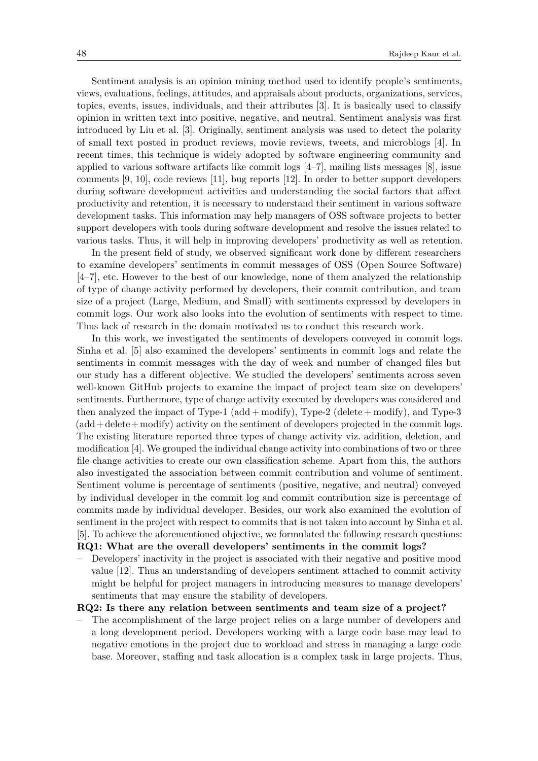Sentiment analysis is an opinion mining method used to identify people's sentiments, views, evaluations, feelings, attitudes, and appraisals about products, organizations, services, topics, events, issues, individuals, and their attributes [3]. It is basically used to classify opinion in written text into positive, negative, and neutral. Sentiment analysis was first introduced by Liu et al. [3]. Originally, sentiment analysis was used to detect the polarity of small text posted in product reviews, movie reviews, tweets, and microblogs [4]. In recent times, this technique is widely adopted by software engineering community and applied to various software artifacts like commit logs [4–7], mailing lists messages [8], issue comments [9, 10], code reviews [11], bug reports [12]. In order to better support developers during software development activities and understanding the social factors that affect productivity and retention, it is necessary to understand their sentiment in various software development tasks. This information may help managers of OSS software projects to better support developers with tools during software development and resolve the issues related to various tasks. Thus, it will help in improving developers' productivity as well as retention.

In the present field of study, we observed significant work done by different researchers to examine developers' sentiments in commit messages of OSS (Open Source Software) [4–7], etc. However to the best of our knowledge, none of them analyzed the relationship of type of change activity performed by developers, their commit contribution, and team size of a project (Large, Medium, and Small) with sentiments expressed by developers in commit logs. Our work also looks into the evolution of sentiments with respect to time. Thus lack of research in the domain motivated us to conduct this research work.

In this work, we investigated the sentiments of developers conveyed in commit logs. Sinha et al. [5] also examined the developers' sentiments in commit logs and relate the sentiments in commit messages with the day of week and number of changed files but our study has a different objective. We studied the developers' sentiments across seven well-known GitHub projects to examine the impact of project team size on developers' sentiments. Furthermore, type of change activity executed by developers was considered and then analyzed the impact of Type-1 (add + modify), Type-2 (delete + modify), and Type-3 (add + delete + modify) activity on the sentiment of developers projected in the commit logs. The existing literature reported three types of change activity viz. addition, deletion, and modification [4]. We grouped the individual change activity into combinations of two or three file change activities to create our own classification scheme. Apart from this, the authors also investigated the association between commit contribution and volume of sentiment. Sentiment volume is percentage of sentiments (positive, negative, and neutral) conveyed by individual developer in the commit log and commit contribution size is percentage of commits made by individual developer. Besides, our work also examined the evolution of sentiment in the project with respect to commits that is not taken into account by Sinha et al. [5]. To achieve the aforementioned objective, we formulated the following research questions:

**RQ1: What are the overall developers' sentiments in the commit logs?**

- Developers' inactivity in the project is associated with their negative and positive mood value [12]. Thus an understanding of developers sentiment attached to commit activity might be helpful for project managers in introducing measures to manage developers' sentiments that may ensure the stability of developers.

**RQ2: Is there any relation between sentiments and team size of a project?**

- The accomplishment of the large project relies on a large number of developers and a long development period. Developers working with a large code base may lead to negative emotions in the project due to workload and stress in managing a large code base. Moreover, staffing and task allocation is a complex task in large projects. Thus,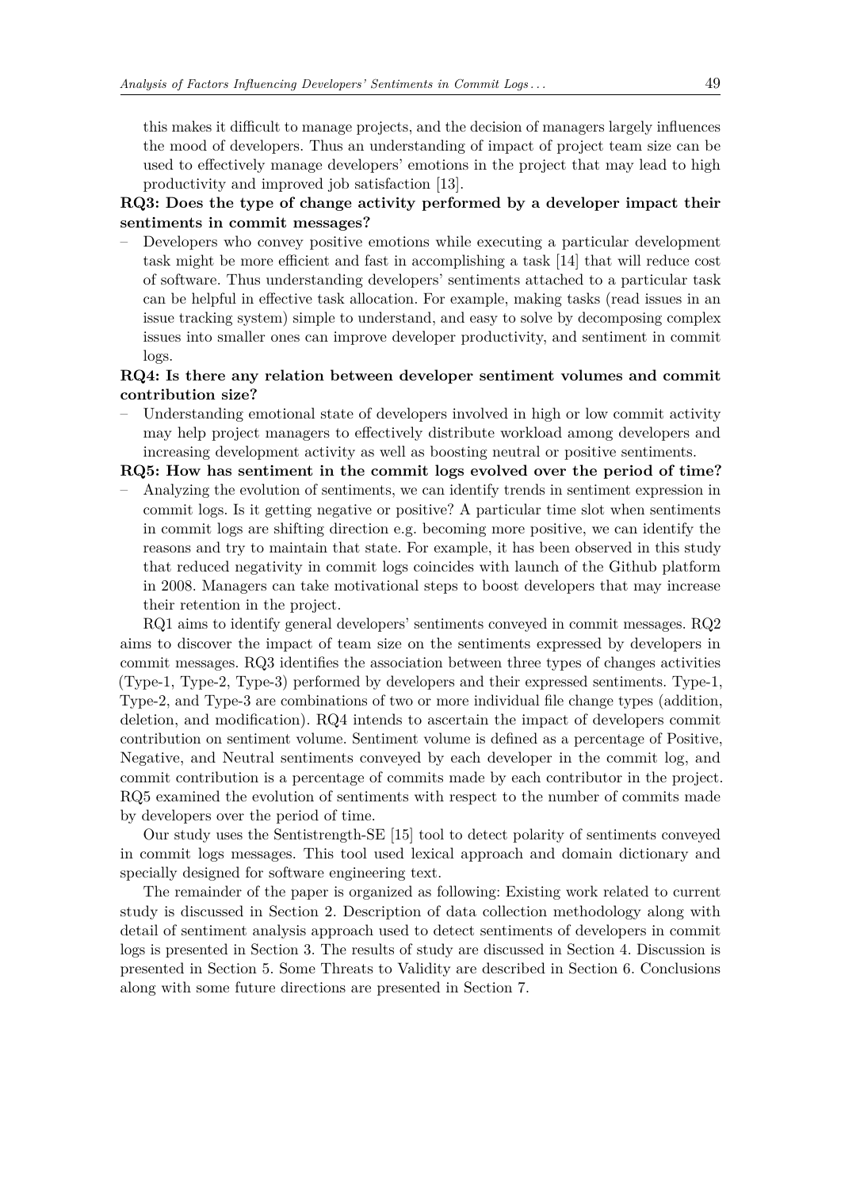this makes it difficult to manage projects, and the decision of managers largely influences the mood of developers. Thus an understanding of impact of project team size can be used to effectively manage developers' emotions in the project that may lead to high productivity and improved job satisfaction [13].

**RQ3: Does the type of change activity performed by a developer impact their sentiments in commit messages?**

– Developers who convey positive emotions while executing a particular development task might be more efficient and fast in accomplishing a task [14] that will reduce cost of software. Thus understanding developers' sentiments attached to a particular task can be helpful in effective task allocation. For example, making tasks (read issues in an issue tracking system) simple to understand, and easy to solve by decomposing complex issues into smaller ones can improve developer productivity, and sentiment in commit logs.

**RQ4: Is there any relation between developer sentiment volumes and commit contribution size?**

– Understanding emotional state of developers involved in high or low commit activity may help project managers to effectively distribute workload among developers and increasing development activity as well as boosting neutral or positive sentiments.

**RQ5: How has sentiment in the commit logs evolved over the period of time?**

– Analyzing the evolution of sentiments, we can identify trends in sentiment expression in commit logs. Is it getting negative or positive? A particular time slot when sentiments in commit logs are shifting direction e.g. becoming more positive, we can identify the reasons and try to maintain that state. For example, it has been observed in this study that reduced negativity in commit logs coincides with launch of the Github platform in 2008. Managers can take motivational steps to boost developers that may increase their retention in the project.

RQ1 aims to identify general developers' sentiments conveyed in commit messages. RQ2 aims to discover the impact of team size on the sentiments expressed by developers in commit messages. RQ3 identifies the association between three types of changes activities (Type-1, Type-2, Type-3) performed by developers and their expressed sentiments. Type-1, Type-2, and Type-3 are combinations of two or more individual file change types (addition, deletion, and modification). RQ4 intends to ascertain the impact of developers commit contribution on sentiment volume. Sentiment volume is defined as a percentage of Positive, Negative, and Neutral sentiments conveyed by each developer in the commit log, and commit contribution is a percentage of commits made by each contributor in the project. RQ5 examined the evolution of sentiments with respect to the number of commits made by developers over the period of time.

Our study uses the Sentistrength-SE [15] tool to detect polarity of sentiments conveyed in commit logs messages. This tool used lexical approach and domain dictionary and specially designed for software engineering text.

The remainder of the paper is organized as following: Existing work related to current study is discussed in Section 2. Description of data collection methodology along with detail of sentiment analysis approach used to detect sentiments of developers in commit logs is presented in Section 3. The results of study are discussed in Section 4. Discussion is presented in Section 5. Some Threats to Validity are described in Section 6. Conclusions along with some future directions are presented in Section 7.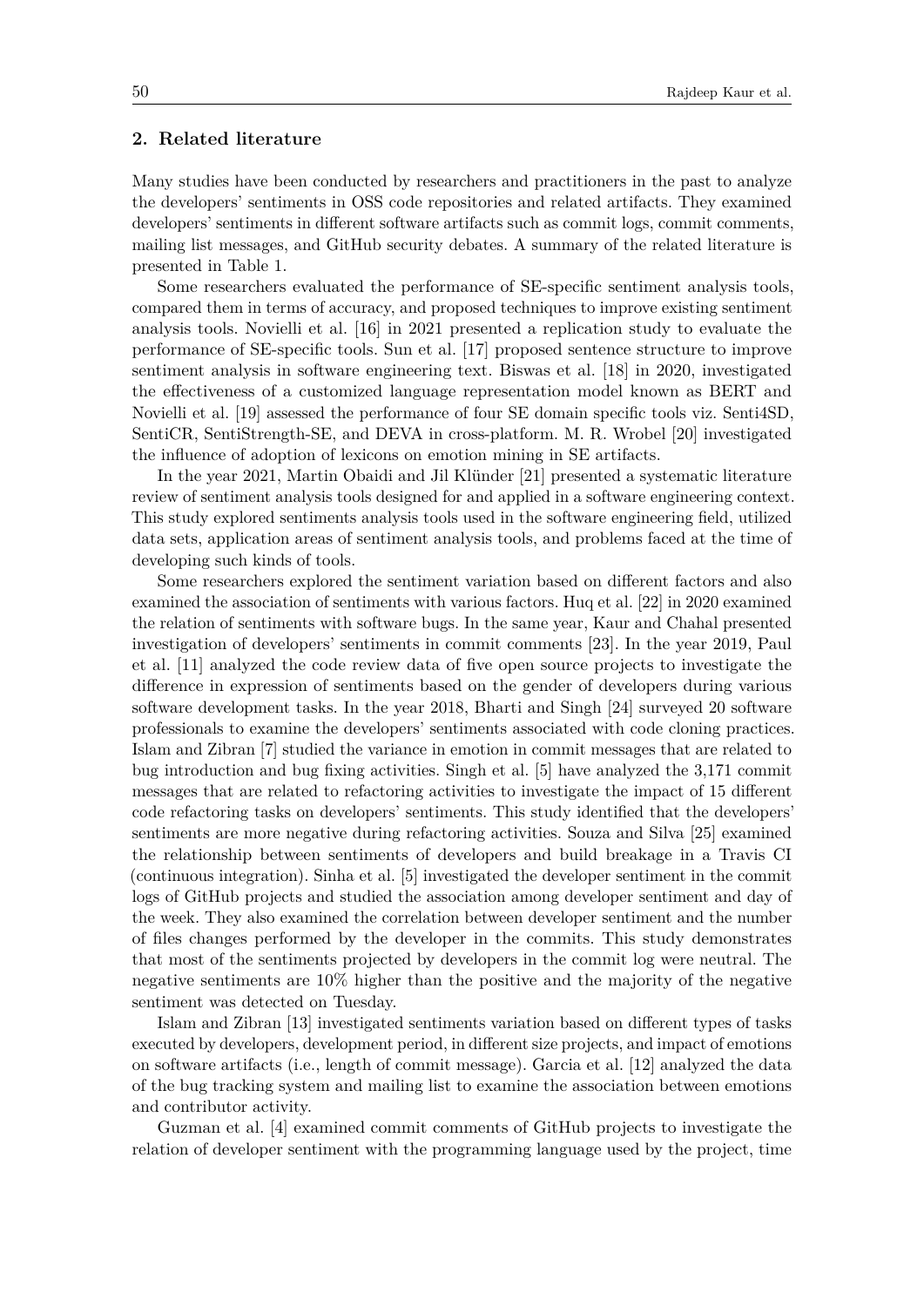## 2. Related literature

Many studies have been conducted by researchers and practitioners in the past to analyze the developers' sentiments in OSS code repositories and related artifacts. They examined developers' sentiments in different software artifacts such as commit logs, commit comments, mailing list messages, and GitHub security debates. A summary of the related literature is presented in Table 1.

Some researchers evaluated the performance of SE-specific sentiment analysis tools, compared them in terms of accuracy, and proposed techniques to improve existing sentiment analysis tools. Novielli et al. [16] in 2021 presented a replication study to evaluate the performance of SE-specific tools. Sun et al. [17] proposed sentence structure to improve sentiment analysis in software engineering text. Biswas et al. [18] in 2020, investigated the effectiveness of a customized language representation model known as BERT and Novielli et al. [19] assessed the performance of four SE domain specific tools viz. Senti4SD, SentiCR, SentiStrength-SE, and DEVA in cross-platform. M. R. Wrobel [20] investigated the influence of adoption of lexicons on emotion mining in SE artifacts.

In the year 2021, Martin Obaidi and Jil Klünder [21] presented a systematic literature review of sentiment analysis tools designed for and applied in a software engineering context. This study explored sentiments analysis tools used in the software engineering field, utilized data sets, application areas of sentiment analysis tools, and problems faced at the time of developing such kinds of tools.

Some researchers explored the sentiment variation based on different factors and also examined the association of sentiments with various factors. Huq et al. [22] in 2020 examined the relation of sentiments with software bugs. In the same year, Kaur and Chahal presented investigation of developers' sentiments in commit comments [23]. In the year 2019, Paul et al. [11] analyzed the code review data of five open source projects to investigate the difference in expression of sentiments based on the gender of developers during various software development tasks. In the year 2018, Bharti and Singh [24] surveyed 20 software professionals to examine the developers' sentiments associated with code cloning practices. Islam and Zibran [7] studied the variance in emotion in commit messages that are related to bug introduction and bug fixing activities. Singh et al. [5] have analyzed the 3,171 commit messages that are related to refactoring activities to investigate the impact of 15 different code refactoring tasks on developers' sentiments. This study identified that the developers' sentiments are more negative during refactoring activities. Souza and Silva [25] examined the relationship between sentiments of developers and build breakage in a Travis CI (continuous integration). Sinha et al. [5] investigated the developer sentiment in the commit logs of GitHub projects and studied the association among developer sentiment and day of the week. They also examined the correlation between developer sentiment and the number of files changes performed by the developer in the commits. This study demonstrates that most of the sentiments projected by developers in the commit log were neutral. The negative sentiments are 10% higher than the positive and the majority of the negative sentiment was detected on Tuesday.

Islam and Zibran [13] investigated sentiments variation based on different types of tasks executed by developers, development period, in different size projects, and impact of emotions on software artifacts (i.e., length of commit message). Garcia et al. [12] analyzed the data of the bug tracking system and mailing list to examine the association between emotions and contributor activity.

Guzman et al. [4] examined commit comments of GitHub projects to investigate the relation of developer sentiment with the programming language used by the project, time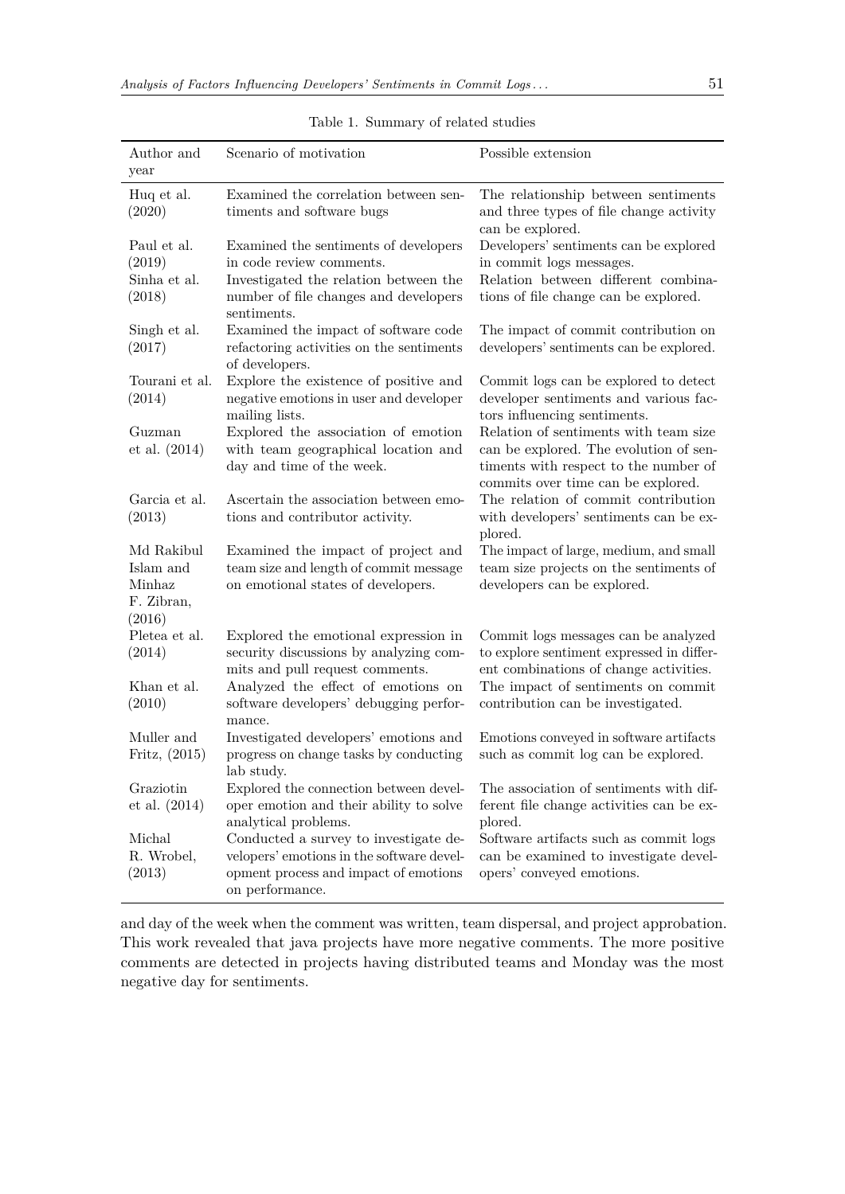Table 1. Summary of related studies

| Author and year | Scenario of motivation | Possible extension |
|---|---|---|
| Huq et al. (2020) | Examined the correlation between sentiments and software bugs | The relationship between sentiments and three types of file change activity can be explored. |
| Paul et al. (2019) | Examined the sentiments of developers in code review comments. | Developers' sentiments can be explored in commit logs messages. |
| Sinha et al. (2018) | Investigated the relation between the number of file changes and developers sentiments. | Relation between different combinations of file change can be explored. |
| Singh et al. (2017) | Examined the impact of software code refactoring activities on the sentiments of developers. | The impact of commit contribution on developers' sentiments can be explored. |
| Tourani et al. (2014) | Explore the existence of positive and negative emotions in user and developer mailing lists. | Commit logs can be explored to detect developer sentiments and various factors influencing sentiments. |
| Guzman et al. (2014) | Explored the association of emotion with team geographical location and day and time of the week. | Relation of sentiments with team size can be explored. The evolution of sentiments with respect to the number of commits over time can be explored. |
| Garcia et al. (2013) | Ascertain the association between emotions and contributor activity. | The relation of commit contribution with developers' sentiments can be explored. |
| Md Rakibul Islam and Minhaz F. Zibran, (2016) | Examined the impact of project and team size and length of commit message on emotional states of developers. | The impact of large, medium, and small team size projects on the sentiments of developers can be explored. |
| Pletea et al. (2014) | Explored the emotional expression in security discussions by analyzing commits and pull request comments. | Commit logs messages can be analyzed to explore sentiment expressed in different combinations of change activities. |
| Khan et al. (2010) | Analyzed the effect of emotions on software developers' debugging performance. | The impact of sentiments on commit contribution can be investigated. |
| Muller and Fritz, (2015) | Investigated developers' emotions and progress on change tasks by conducting lab study. | Emotions conveyed in software artifacts such as commit log can be explored. |
| Graziotin et al. (2014) | Explored the connection between developer emotion and their ability to solve analytical problems. | The association of sentiments with different file change activities can be explored. |
| Michal R. Wrobel, (2013) | Conducted a survey to investigate developers' emotions in the software development process and impact of emotions on performance. | Software artifacts such as commit logs can be examined to investigate developers' conveyed emotions. |

and day of the week when the comment was written, team dispersal, and project approbation. This work revealed that java projects have more negative comments. The more positive comments are detected in projects having distributed teams and Monday was the most negative day for sentiments.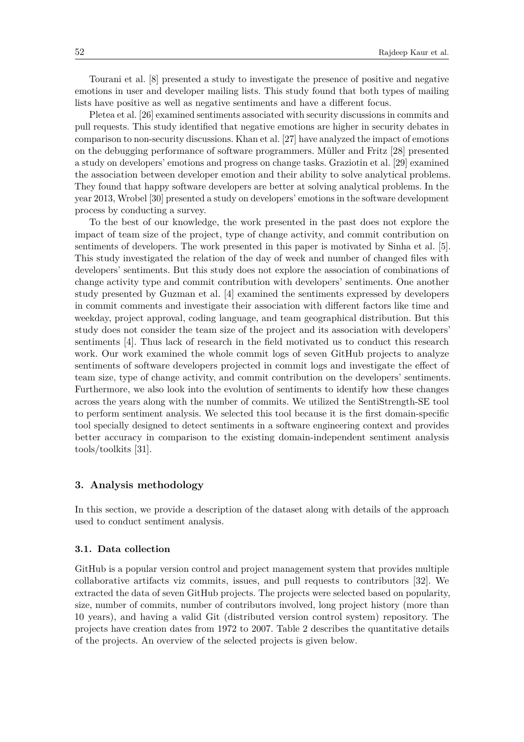Tourani et al. [8] presented a study to investigate the presence of positive and negative emotions in user and developer mailing lists. This study found that both types of mailing lists have positive as well as negative sentiments and have a different focus.

Pletea et al. [26] examined sentiments associated with security discussions in commits and pull requests. This study identified that negative emotions are higher in security debates in comparison to non-security discussions. Khan et al. [27] have analyzed the impact of emotions on the debugging performance of software programmers. Müller and Fritz [28] presented a study on developers' emotions and progress on change tasks. Graziotin et al. [29] examined the association between developer emotion and their ability to solve analytical problems. They found that happy software developers are better at solving analytical problems. In the year 2013, Wrobel [30] presented a study on developers' emotions in the software development process by conducting a survey.

To the best of our knowledge, the work presented in the past does not explore the impact of team size of the project, type of change activity, and commit contribution on sentiments of developers. The work presented in this paper is motivated by Sinha et al. [5]. This study investigated the relation of the day of week and number of changed files with developers' sentiments. But this study does not explore the association of combinations of change activity type and commit contribution with developers' sentiments. One another study presented by Guzman et al. [4] examined the sentiments expressed by developers in commit comments and investigate their association with different factors like time and weekday, project approval, coding language, and team geographical distribution. But this study does not consider the team size of the project and its association with developers' sentiments [4]. Thus lack of research in the field motivated us to conduct this research work. Our work examined the whole commit logs of seven GitHub projects to analyze sentiments of software developers projected in commit logs and investigate the effect of team size, type of change activity, and commit contribution on the developers' sentiments. Furthermore, we also look into the evolution of sentiments to identify how these changes across the years along with the number of commits. We utilized the SentiStrength-SE tool to perform sentiment analysis. We selected this tool because it is the first domain-specific tool specially designed to detect sentiments in a software engineering context and provides better accuracy in comparison to the existing domain-independent sentiment analysis tools/toolkits [31].

## 3. Analysis methodology

In this section, we provide a description of the dataset along with details of the approach used to conduct sentiment analysis.

### 3.1. Data collection

GitHub is a popular version control and project management system that provides multiple collaborative artifacts viz commits, issues, and pull requests to contributors [32]. We extracted the data of seven GitHub projects. The projects were selected based on popularity, size, number of commits, number of contributors involved, long project history (more than 10 years), and having a valid Git (distributed version control system) repository. The projects have creation dates from 1972 to 2007. Table 2 describes the quantitative details of the projects. An overview of the selected projects is given below.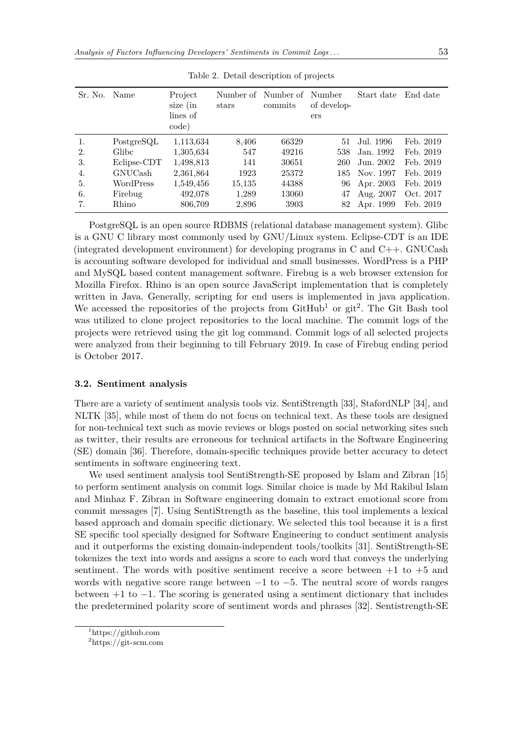Table 2. Detail description of projects

| Sr. No. | Name | Project size (in lines of code) | Number of stars | Number of commits | Number of developers | Start date | End date |
|---|---|---|---|---|---|---|---|
| 1. | PostgreSQL | 1,113,634 | 8,406 | 66329 | 51 | Jul. 1996 | Feb. 2019 |
| 2. | Glibc | 1,305,634 | 547 | 49216 | 538 | Jan. 1992 | Feb. 2019 |
| 3. | Eclipse-CDT | 1,498,813 | 141 | 30651 | 260 | Jun. 2002 | Feb. 2019 |
| 4. | GNUCash | 2,361,864 | 1923 | 25372 | 185 | Nov. 1997 | Feb. 2019 |
| 5. | WordPress | 1,549,456 | 15,135 | 44388 | 96 | Apr. 2003 | Feb. 2019 |
| 6. | Firebug | 492,078 | 1,289 | 13060 | 47 | Aug. 2007 | Oct. 2017 |
| 7. | Rhino | 806,709 | 2,896 | 3903 | 82 | Apr. 1999 | Feb. 2019 |

PostgreSQL is an open source RDBMS (relational database management system). Glibc is a GNU C library most commonly used by GNU/Linux system. Eclipse-CDT is an IDE (integrated development environment) for developing programs in C and C++. GNUCash is accounting software developed for individual and small businesses. WordPress is a PHP and MySQL based content management software. Firebug is a web browser extension for Mozilla Firefox. Rhino is an open source JavaScript implementation that is completely written in Java. Generally, scripting for end users is implemented in java application. We accessed the repositories of the projects from GitHub[1] or git[2]. The Git Bash tool was utilized to clone project repositories to the local machine. The commit logs of the projects were retrieved using the git log command. Commit logs of all selected projects were analyzed from their beginning to till February 2019. In case of Firebug ending period is October 2017.

### 3.2. Sentiment analysis

There are a variety of sentiment analysis tools viz. SentiStrength [33], StafordNLP [34], and NLTK [35], while most of them do not focus on technical text. As these tools are designed for non-technical text such as movie reviews or blogs posted on social networking sites such as twitter, their results are erroneous for technical artifacts in the Software Engineering (SE) domain [36]. Therefore, domain-specific techniques provide better accuracy to detect sentiments in software engineering text.

We used sentiment analysis tool SentiStrength-SE proposed by Islam and Zibran [15] to perform sentiment analysis on commit logs. Similar choice is made by Md Rakibul Islam and Minhaz F. Zibran in Software engineering domain to extract emotional score from commit messages [7]. Using SentiStrength as the baseline, this tool implements a lexical based approach and domain specific dictionary. We selected this tool because it is a first SE specific tool specially designed for Software Engineering to conduct sentiment analysis and it outperforms the existing domain-independent tools/toolkits [31]. SentiStrength-SE tokenizes the text into words and assigns a score to each word that conveys the underlying sentiment. The words with positive sentiment receive a score between $+1$ to $+5$ and words with negative score range between $-1$ to $-5$. The neutral score of words ranges between $+1$ to $-1$. The scoring is generated using a sentiment dictionary that includes the predetermined polarity score of sentiment words and phrases [32]. Sentistrength-SE

[1] https://github.com

[2] https://git-scm.com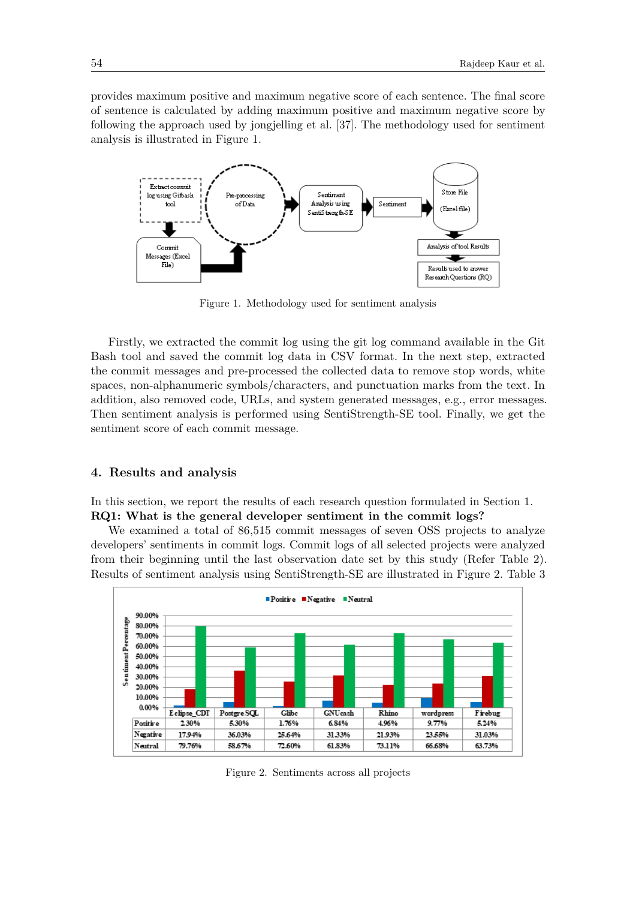provides maximum positive and maximum negative score of each sentence. The final score of sentence is calculated by adding maximum positive and maximum negative score by following the approach used by jongjelling et al. [37]. The methodology used for sentiment analysis is illustrated in Figure 1.

Figure 1. Methodology used for sentiment analysis

Firstly, we extracted the commit log using the git log command available in the Git Bash tool and saved the commit log data in CSV format. In the next step, extracted the commit messages and pre-processed the collected data to remove stop words, white spaces, non-alphanumeric symbols/characters, and punctuation marks from the text. In addition, also removed code, URLs, and system generated messages, e.g., error messages. Then sentiment analysis is performed using SentiStrength-SE tool. Finally, we get the sentiment score of each commit message.

## 4. Results and analysis

In this section, we report the results of each research question formulated in Section 1.

**RQ1: What is the general developer sentiment in the commit logs?**

We examined a total of 86,515 commit messages of seven OSS projects to analyze developers' sentiments in commit logs. Commit logs of all selected projects were analyzed from their beginning until the last observation date set by this study (Refer Table 2). Results of sentiment analysis using SentiStrength-SE are illustrated in Figure 2. Table 3

| | Eclipse_CDT | PostgreSQL | Glibc | GNUcash | Rhino | wordpress | Firebug |
|---|---|---|---|---|---|---|---|
| Positive | 2.30% | 5.30% | 1.76% | 6.84% | 4.96% | 9.77% | 5.24% |
| Negative | 17.94% | 36.03% | 25.64% | 31.33% | 21.93% | 23.55% | 31.03% |
| Neutral | 79.76% | 58.67% | 72.60% | 61.83% | 73.11% | 66.68% | 63.73% |

Figure 2. Sentiments across all projects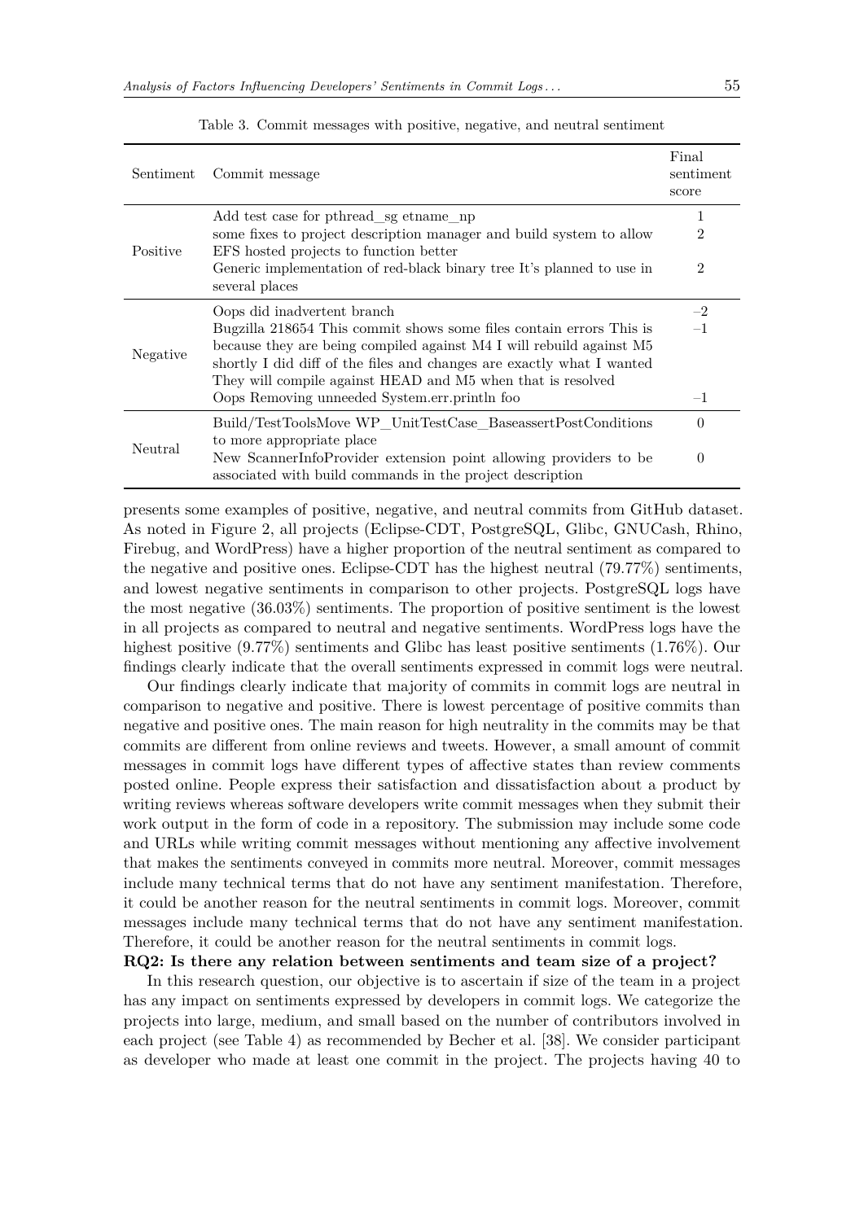Table 3. Commit messages with positive, negative, and neutral sentiment

| Sentiment | Commit message | Final sentiment score |
|---|---|---|
| Positive | Add test case for pthread_sg etname_np | 1 |
| | some fixes to project description manager and build system to allow EFS hosted projects to function better | 2 |
| | Generic implementation of red-black binary tree It's planned to use in several places | 2 |
| Negative | Oops did inadvertent branch | –2 |
| | Bugzilla 218654 This commit shows some files contain errors This is because they are being compiled against M4 I will rebuild against M5 shortly I did diff of the files and changes are exactly what I wanted They will compile against HEAD and M5 when that is resolved | –1 |
| | Oops Removing unneeded System.err.println foo | –1 |
| Neutral | Build/TestToolsMove WP_UnitTestCase_BaseassertPostConditions to more appropriate place | 0 |
| | New ScannerInfoProvider extension point allowing providers to be associated with build commands in the project description | 0 |

presents some examples of positive, negative, and neutral commits from GitHub dataset. As noted in Figure 2, all projects (Eclipse-CDT, PostgreSQL, Glibc, GNUCash, Rhino, Firebug, and WordPress) have a higher proportion of the neutral sentiment as compared to the negative and positive ones. Eclipse-CDT has the highest neutral (79.77%) sentiments, and lowest negative sentiments in comparison to other projects. PostgreSQL logs have the most negative (36.03%) sentiments. The proportion of positive sentiment is the lowest in all projects as compared to neutral and negative sentiments. WordPress logs have the highest positive (9.77%) sentiments and Glibc has least positive sentiments (1.76%). Our findings clearly indicate that the overall sentiments expressed in commit logs were neutral.

Our findings clearly indicate that majority of commits in commit logs are neutral in comparison to negative and positive. There is lowest percentage of positive commits than negative and positive ones. The main reason for high neutrality in the commits may be that commits are different from online reviews and tweets. However, a small amount of commit messages in commit logs have different types of affective states than review comments posted online. People express their satisfaction and dissatisfaction about a product by writing reviews whereas software developers write commit messages when they submit their work output in the form of code in a repository. The submission may include some code and URLs while writing commit messages without mentioning any affective involvement that makes the sentiments conveyed in commits more neutral. Moreover, commit messages include many technical terms that do not have any sentiment manifestation. Therefore, it could be another reason for the neutral sentiments in commit logs. Moreover, commit messages include many technical terms that do not have any sentiment manifestation. Therefore, it could be another reason for the neutral sentiments in commit logs.

**RQ2: Is there any relation between sentiments and team size of a project?**

In this research question, our objective is to ascertain if size of the team in a project has any impact on sentiments expressed by developers in commit logs. We categorize the projects into large, medium, and small based on the number of contributors involved in each project (see Table 4) as recommended by Becher et al. [38]. We consider participant as developer who made at least one commit in the project. The projects having 40 to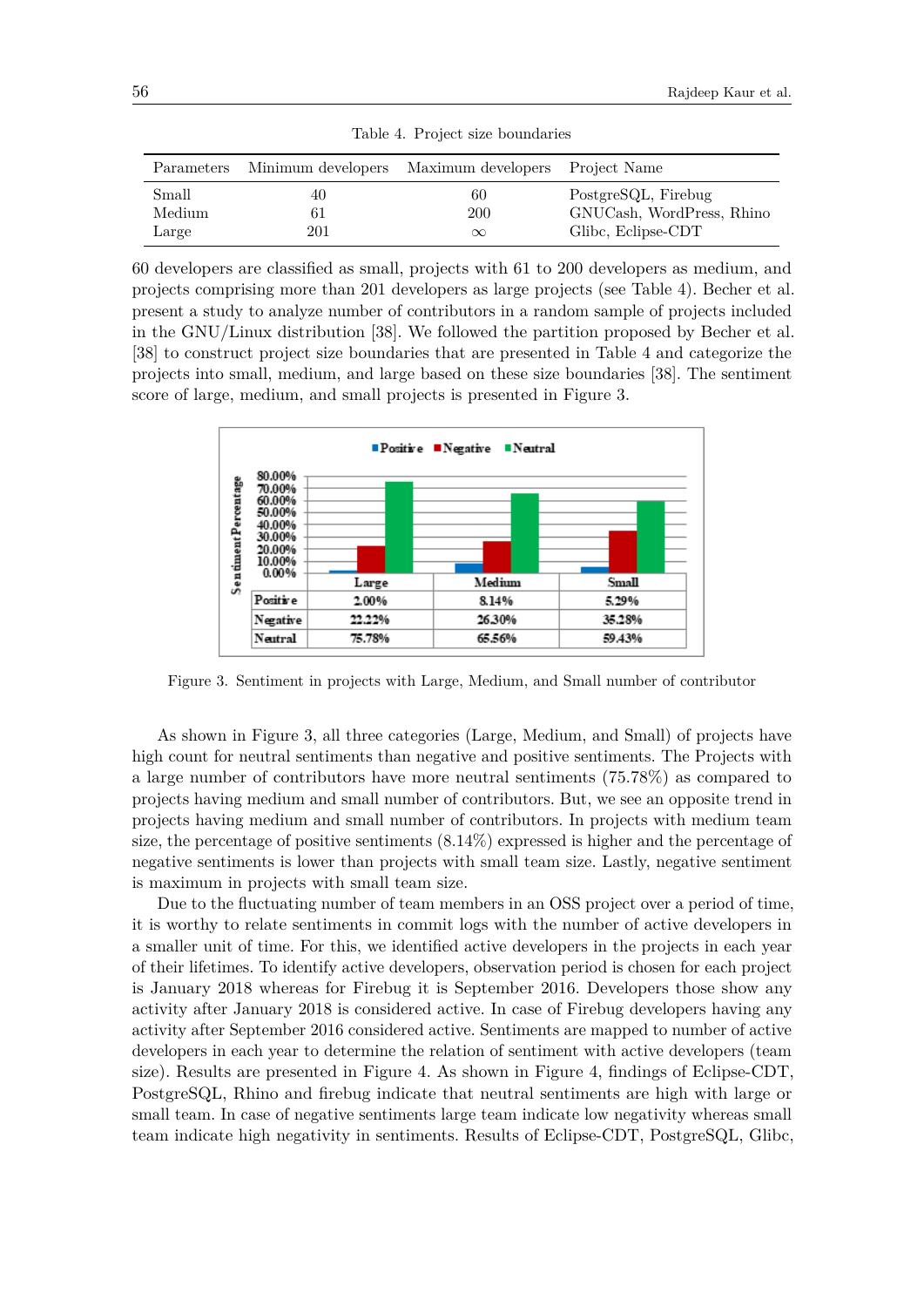Table 4. Project size boundaries

| Parameters | Minimum developers | Maximum developers | Project Name |
|---|---|---|---|
| Small | 40 | 60 | PostgreSQL, Firebug |
| Medium | 61 | 200 | GNUCash, WordPress, Rhino |
| Large | 201 | $\infty$ | Glibc, Eclipse-CDT |

60 developers are classified as small, projects with 61 to 200 developers as medium, and projects comprising more than 201 developers as large projects (see Table 4). Becher et al. present a study to analyze number of contributors in a random sample of projects included in the GNU/Linux distribution [38]. We followed the partition proposed by Becher et al. [38] to construct project size boundaries that are presented in Table 4 and categorize the projects into small, medium, and large based on these size boundaries [38]. The sentiment score of large, medium, and small projects is presented in Figure 3.

| | Large | Medium | Small |
|---|---|---|---|
| Positive | 2.00% | 8.14% | 5.29% |
| Negative | 22.22% | 26.30% | 35.28% |
| Neutral | 75.78% | 65.56% | 59.43% |

Figure 3. Sentiment in projects with Large, Medium, and Small number of contributor

As shown in Figure 3, all three categories (Large, Medium, and Small) of projects have high count for neutral sentiments than negative and positive sentiments. The Projects with a large number of contributors have more neutral sentiments (75.78%) as compared to projects having medium and small number of contributors. But, we see an opposite trend in projects having medium and small number of contributors. In projects with medium team size, the percentage of positive sentiments (8.14%) expressed is higher and the percentage of negative sentiments is lower than projects with small team size. Lastly, negative sentiment is maximum in projects with small team size.

Due to the fluctuating number of team members in an OSS project over a period of time, it is worthy to relate sentiments in commit logs with the number of active developers in a smaller unit of time. For this, we identified active developers in the projects in each year of their lifetimes. To identify active developers, observation period is chosen for each project is January 2018 whereas for Firebug it is September 2016. Developers those show any activity after January 2018 is considered active. In case of Firebug developers having any activity after September 2016 considered active. Sentiments are mapped to number of active developers in each year to determine the relation of sentiment with active developers (team size). Results are presented in Figure 4. As shown in Figure 4, findings of Eclipse-CDT, PostgreSQL, Rhino and firebug indicate that neutral sentiments are high with large or small team. In case of negative sentiments large team indicate low negativity whereas small team indicate high negativity in sentiments. Results of Eclipse-CDT, PostgreSQL, Glibc,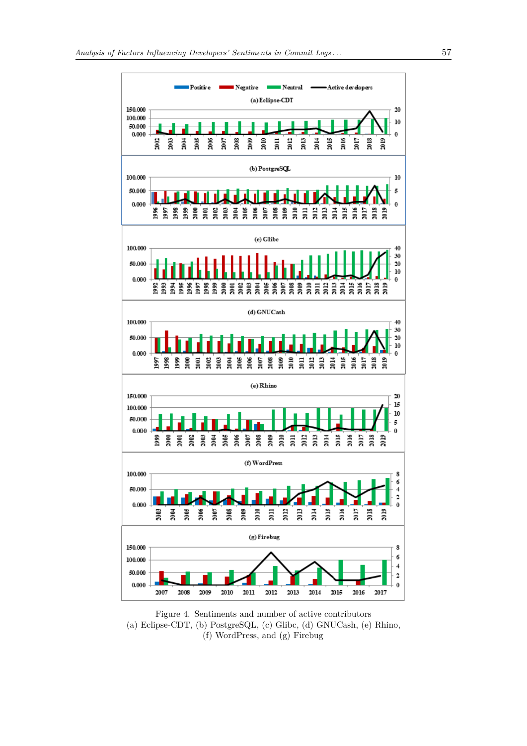Figure 4. Sentiments and number of active contributors
(a) Eclipse-CDT, (b) PostgreSQL, (c) Glibc, (d) GNUCash, (e) Rhino,
(f) WordPress, and (g) Firebug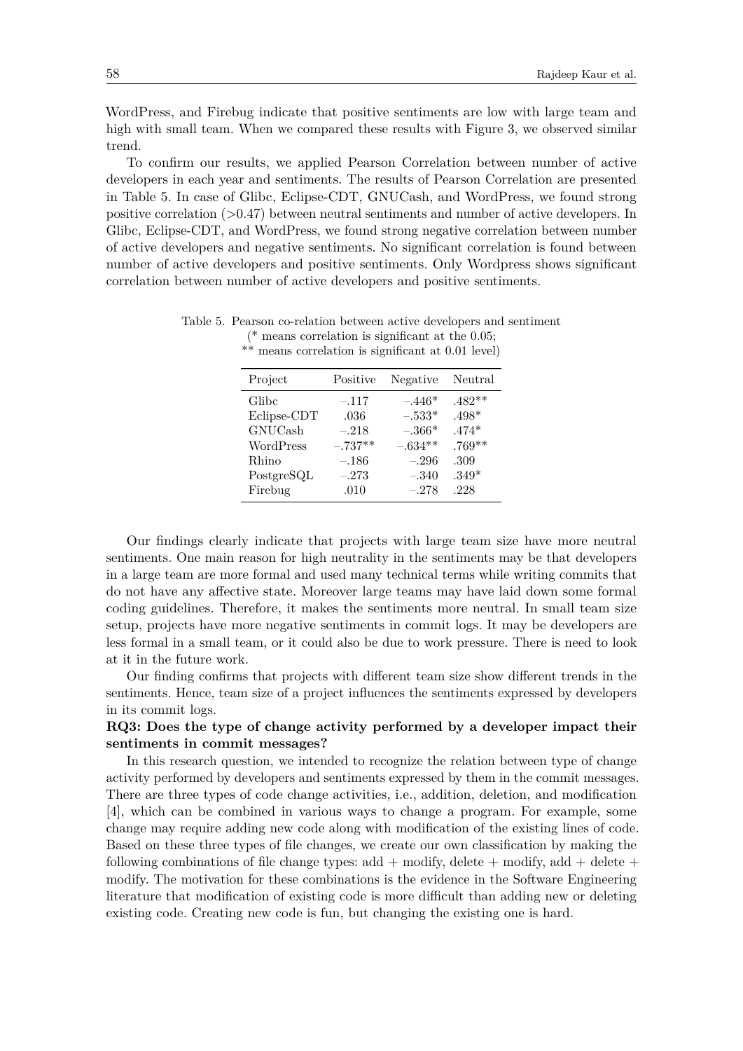WordPress, and Firebug indicate that positive sentiments are low with large team and high with small team. When we compared these results with Figure 3, we observed similar trend.

To confirm our results, we applied Pearson Correlation between number of active developers in each year and sentiments. The results of Pearson Correlation are presented in Table 5. In case of Glibc, Eclipse-CDT, GNUCash, and WordPress, we found strong positive correlation (>0.47) between neutral sentiments and number of active developers. In Glibc, Eclipse-CDT, and WordPress, we found strong negative correlation between number of active developers and negative sentiments. No significant correlation is found between number of active developers and positive sentiments. Only Wordpress shows significant correlation between number of active developers and positive sentiments.

Table 5. Pearson co-relation between active developers and sentiment (* means correlation is significant at the 0.05; ** means correlation is significant at 0.01 level)

| Project | Positive | Negative | Neutral |
|---|---|---|---|
| Glibc | –.117 | –.446* | .482** |
| Eclipse-CDT | .036 | –.533* | .498* |
| GNUCash | –.218 | –.366* | .474* |
| WordPress | –.737** | –.634** | .769** |
| Rhino | –.186 | –.296 | .309 |
| PostgreSQL | –.273 | –.340 | .349* |
| Firebug | .010 | –.278 | .228 |

Our findings clearly indicate that projects with large team size have more neutral sentiments. One main reason for high neutrality in the sentiments may be that developers in a large team are more formal and used many technical terms while writing commits that do not have any affective state. Moreover large teams may have laid down some formal coding guidelines. Therefore, it makes the sentiments more neutral. In small team size setup, projects have more negative sentiments in commit logs. It may be developers are less formal in a small team, or it could also be due to work pressure. There is need to look at it in the future work.

Our finding confirms that projects with different team size show different trends in the sentiments. Hence, team size of a project influences the sentiments expressed by developers in its commit logs.

**RQ3: Does the type of change activity performed by a developer impact their sentiments in commit messages?**

In this research question, we intended to recognize the relation between type of change activity performed by developers and sentiments expressed by them in the commit messages. There are three types of code change activities, i.e., addition, deletion, and modification [4], which can be combined in various ways to change a program. For example, some change may require adding new code along with modification of the existing lines of code. Based on these three types of file changes, we create our own classification by making the following combinations of file change types: add + modify, delete + modify, add + delete + modify. The motivation for these combinations is the evidence in the Software Engineering literature that modification of existing code is more difficult than adding new or deleting existing code. Creating new code is fun, but changing the existing one is hard.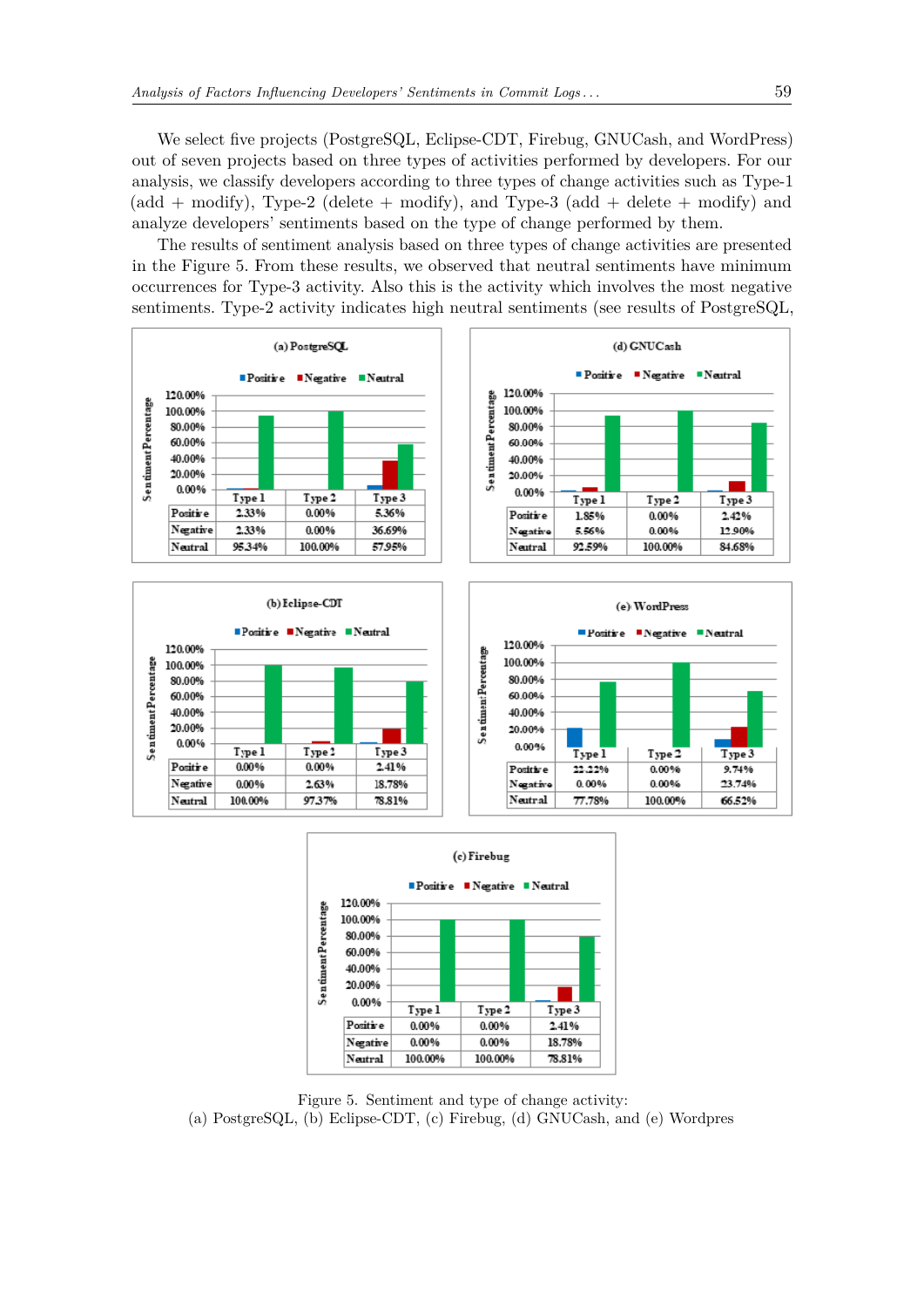We select five projects (PostgreSQL, Eclipse-CDT, Firebug, GNUCash, and WordPress) out of seven projects based on three types of activities performed by developers. For our analysis, we classify developers according to three types of change activities such as Type-1 (add + modify), Type-2 (delete + modify), and Type-3 (add + delete + modify) and analyze developers' sentiments based on the type of change performed by them.

The results of sentiment analysis based on three types of change activities are presented in the Figure 5. From these results, we observed that neutral sentiments have minimum occurrences for Type-3 activity. Also this is the activity which involves the most negative sentiments. Type-2 activity indicates high neutral sentiments (see results of PostgreSQL,

**(a) PostgreSQL**

| | Type 1 | Type 2 | Type 3 |
|---|---|---|---|
| Positive | 2.33% | 0.00% | 5.36% |
| Negative | 2.33% | 0.00% | 36.69% |
| Neutral | 95.34% | 100.00% | 57.95% |

**(d) GNUCash**

| | Type 1 | Type 2 | Type 3 |
|---|---|---|---|
| Positive | 1.85% | 0.00% | 2.42% |
| Negative | 5.56% | 0.00% | 12.90% |
| Neutral | 92.59% | 100.00% | 84.68% |

**(b) Eclipse-CDT**

| | Type 1 | Type 2 | Type 3 |
|---|---|---|---|
| Positive | 0.00% | 0.00% | 2.41% |
| Negative | 0.00% | 2.63% | 18.78% |
| Neutral | 100.00% | 97.37% | 78.81% |

**(e) WordPress**

| | Type 1 | Type 2 | Type 3 |
|---|---|---|---|
| Positive | 22.22% | 0.00% | 9.74% |
| Negative | 0.00% | 0.00% | 23.74% |
| Neutral | 77.78% | 100.00% | 66.52% |

**(c) Firebug**

| | Type 1 | Type 2 | Type 3 |
|---|---|---|---|
| Positive | 0.00% | 0.00% | 2.41% |
| Negative | 0.00% | 0.00% | 18.78% |
| Neutral | 100.00% | 100.00% | 78.81% |

Figure 5. Sentiment and type of change activity:
(a) PostgreSQL, (b) Eclipse-CDT, (c) Firebug, (d) GNUCash, and (e) Wordpres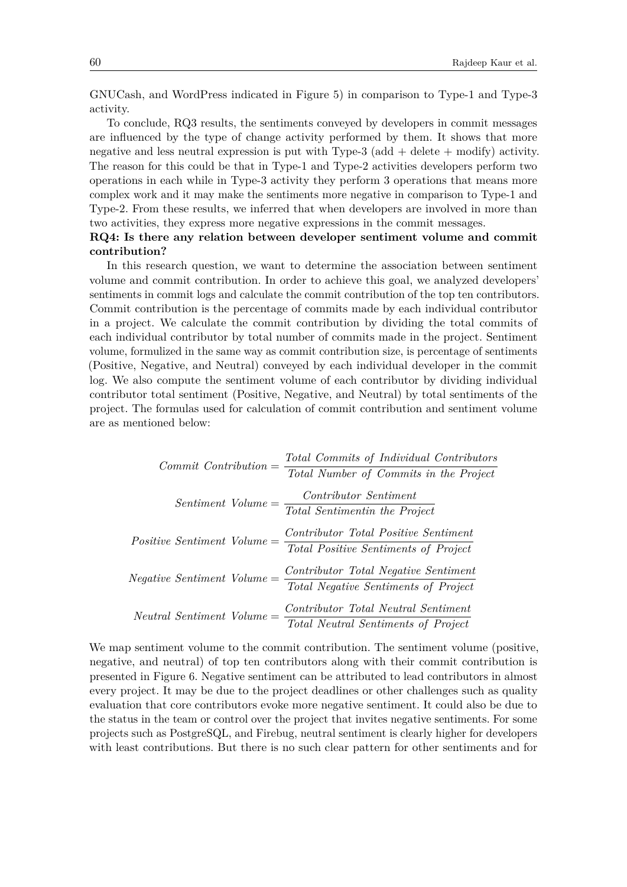GNUCash, and WordPress indicated in Figure 5) in comparison to Type-1 and Type-3 activity.

To conclude, RQ3 results, the sentiments conveyed by developers in commit messages are influenced by the type of change activity performed by them. It shows that more negative and less neutral expression is put with Type-3 (add + delete + modify) activity. The reason for this could be that in Type-1 and Type-2 activities developers perform two operations in each while in Type-3 activity they perform 3 operations that means more complex work and it may make the sentiments more negative in comparison to Type-1 and Type-2. From these results, we inferred that when developers are involved in more than two activities, they express more negative expressions in the commit messages.

**RQ4: Is there any relation between developer sentiment volume and commit contribution?**

In this research question, we want to determine the association between sentiment volume and commit contribution. In order to achieve this goal, we analyzed developers' sentiments in commit logs and calculate the commit contribution of the top ten contributors. Commit contribution is the percentage of commits made by each individual contributor in a project. We calculate the commit contribution by dividing the total commits of each individual contributor by total number of commits made in the project. Sentiment volume, formulized in the same way as commit contribution size, is percentage of sentiments (Positive, Negative, and Neutral) conveyed by each individual developer in the commit log. We also compute the sentiment volume of each contributor by dividing individual contributor total sentiment (Positive, Negative, and Neutral) by total sentiments of the project. The formulas used for calculation of commit contribution and sentiment volume are as mentioned below:

$$Commit\ Contribution = \frac{Total\ Commits\ of\ Individual\ Contributors}{Total\ Number\ of\ Commits\ in\ the\ Project}$$

$$Sentiment\ Volume = \frac{Contributor\ Sentiment}{Total\ Sentimentin\ the\ Project}$$

$$Positive\ Sentiment\ Volume = \frac{Contributor\ Total\ Positive\ Sentiment}{Total\ Positive\ Sentiments\ of\ Project}$$

$$Negative\ Sentiment\ Volume = \frac{Contributor\ Total\ Negative\ Sentiment}{Total\ Negative\ Sentiments\ of\ Project}$$

$$Neutral\ Sentiment\ Volume = \frac{Contributor\ Total\ Neutral\ Sentiment}{Total\ Neutral\ Sentiments\ of\ Project}$$

We map sentiment volume to the commit contribution. The sentiment volume (positive, negative, and neutral) of top ten contributors along with their commit contribution is presented in Figure 6. Negative sentiment can be attributed to lead contributors in almost every project. It may be due to the project deadlines or other challenges such as quality evaluation that core contributors evoke more negative sentiment. It could also be due to the status in the team or control over the project that invites negative sentiments. For some projects such as PostgreSQL, and Firebug, neutral sentiment is clearly higher for developers with least contributions. But there is no such clear pattern for other sentiments and for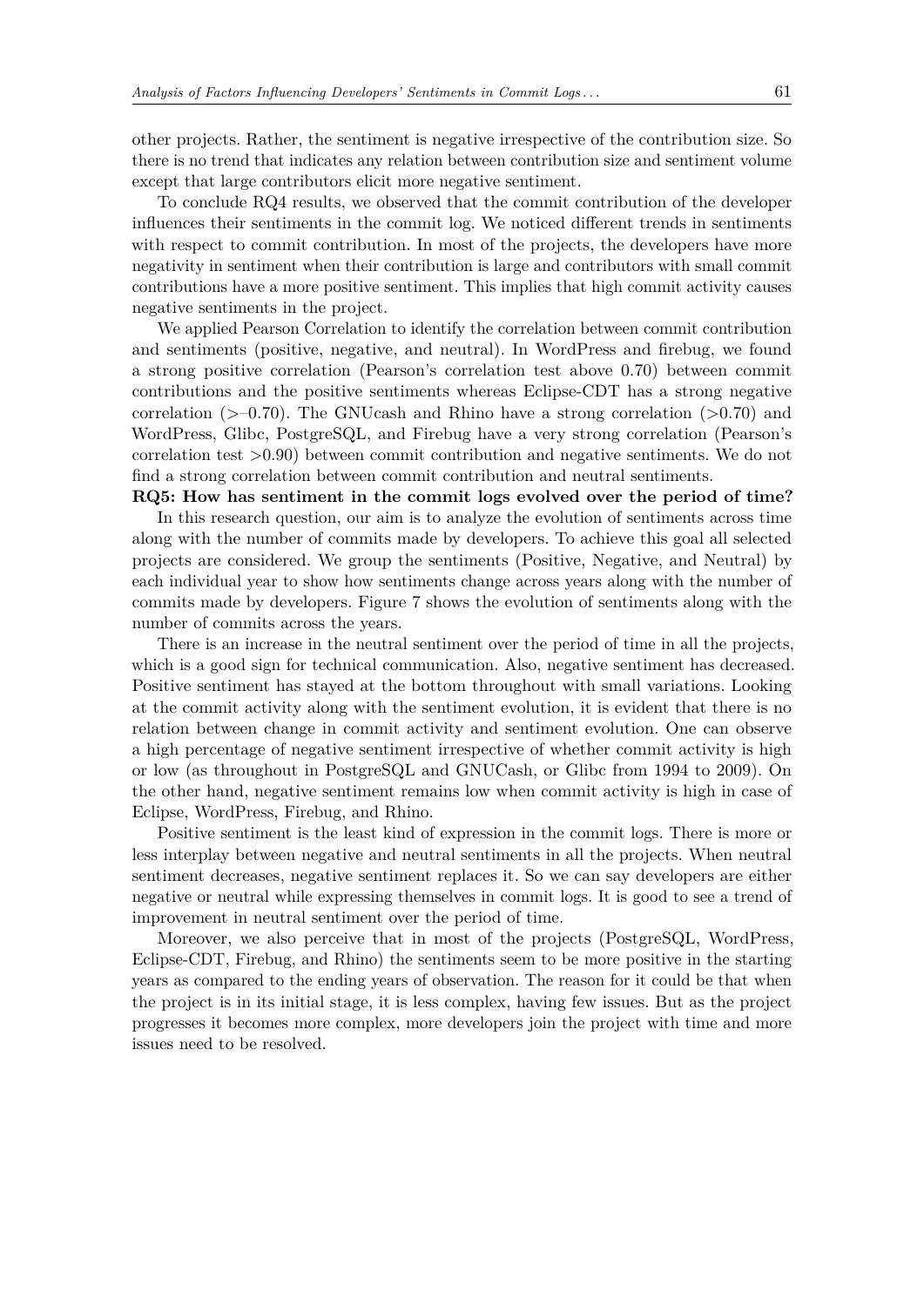other projects. Rather, the sentiment is negative irrespective of the contribution size. So there is no trend that indicates any relation between contribution size and sentiment volume except that large contributors elicit more negative sentiment.

To conclude RQ4 results, we observed that the commit contribution of the developer influences their sentiments in the commit log. We noticed different trends in sentiments with respect to commit contribution. In most of the projects, the developers have more negativity in sentiment when their contribution is large and contributors with small commit contributions have a more positive sentiment. This implies that high commit activity causes negative sentiments in the project.

We applied Pearson Correlation to identify the correlation between commit contribution and sentiments (positive, negative, and neutral). In WordPress and firebug, we found a strong positive correlation (Pearson's correlation test above 0.70) between commit contributions and the positive sentiments whereas Eclipse-CDT has a strong negative correlation (>–0.70). The GNUcash and Rhino have a strong correlation (>0.70) and WordPress, Glibc, PostgreSQL, and Firebug have a very strong correlation (Pearson's correlation test >0.90) between commit contribution and negative sentiments. We do not find a strong correlation between commit contribution and neutral sentiments.

**RQ5: How has sentiment in the commit logs evolved over the period of time?**

In this research question, our aim is to analyze the evolution of sentiments across time along with the number of commits made by developers. To achieve this goal all selected projects are considered. We group the sentiments (Positive, Negative, and Neutral) by each individual year to show how sentiments change across years along with the number of commits made by developers. Figure 7 shows the evolution of sentiments along with the number of commits across the years.

There is an increase in the neutral sentiment over the period of time in all the projects, which is a good sign for technical communication. Also, negative sentiment has decreased. Positive sentiment has stayed at the bottom throughout with small variations. Looking at the commit activity along with the sentiment evolution, it is evident that there is no relation between change in commit activity and sentiment evolution. One can observe a high percentage of negative sentiment irrespective of whether commit activity is high or low (as throughout in PostgreSQL and GNUCash, or Glibc from 1994 to 2009). On the other hand, negative sentiment remains low when commit activity is high in case of Eclipse, WordPress, Firebug, and Rhino.

Positive sentiment is the least kind of expression in the commit logs. There is more or less interplay between negative and neutral sentiments in all the projects. When neutral sentiment decreases, negative sentiment replaces it. So we can say developers are either negative or neutral while expressing themselves in commit logs. It is good to see a trend of improvement in neutral sentiment over the period of time.

Moreover, we also perceive that in most of the projects (PostgreSQL, WordPress, Eclipse-CDT, Firebug, and Rhino) the sentiments seem to be more positive in the starting years as compared to the ending years of observation. The reason for it could be that when the project is in its initial stage, it is less complex, having few issues. But as the project progresses it becomes more complex, more developers join the project with time and more issues need to be resolved.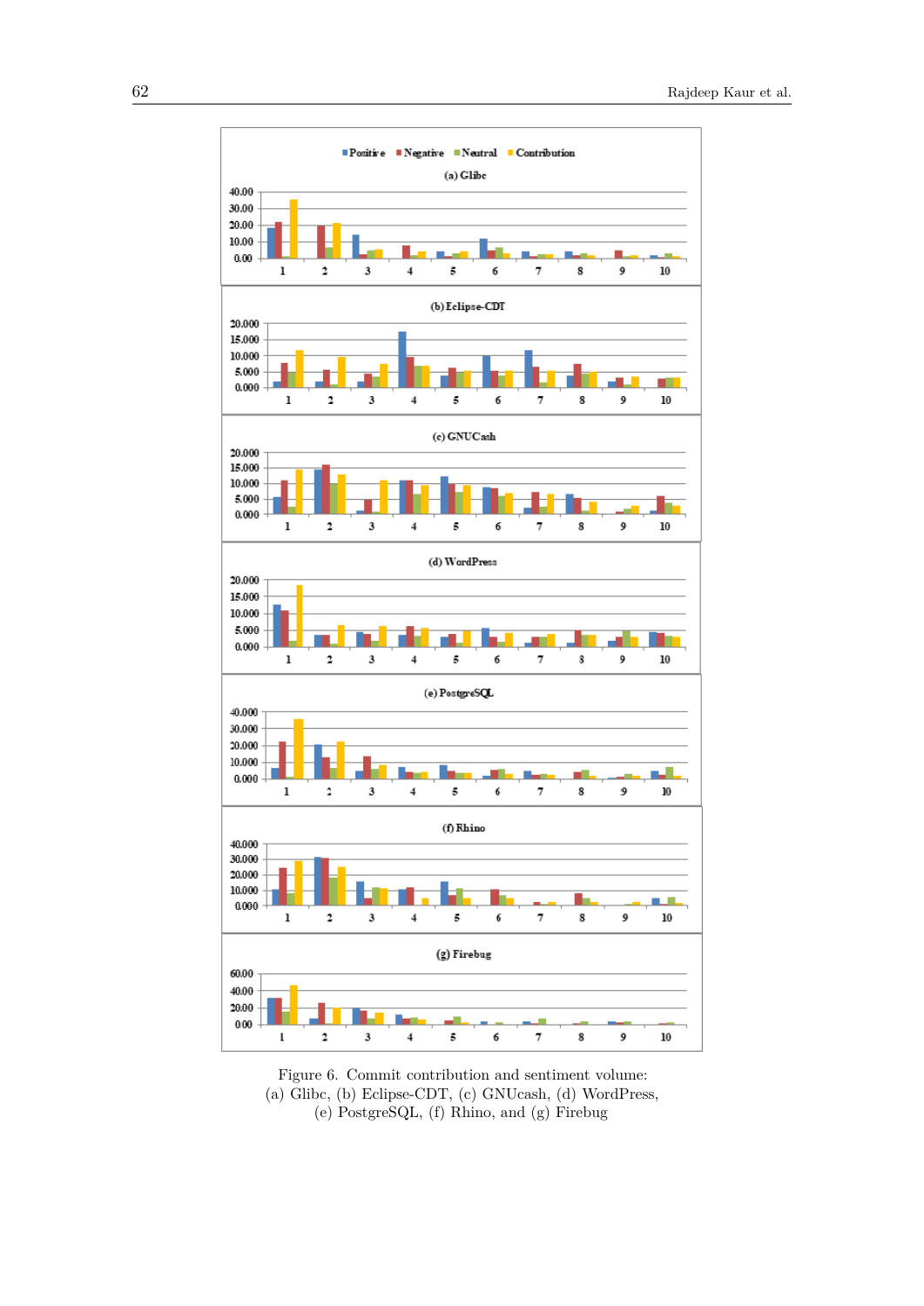Figure 6. Commit contribution and sentiment volume:
(a) Glibc, (b) Eclipse-CDT, (c) GNUcash, (d) WordPress,
(e) PostgreSQL, (f) Rhino, and (g) Firebug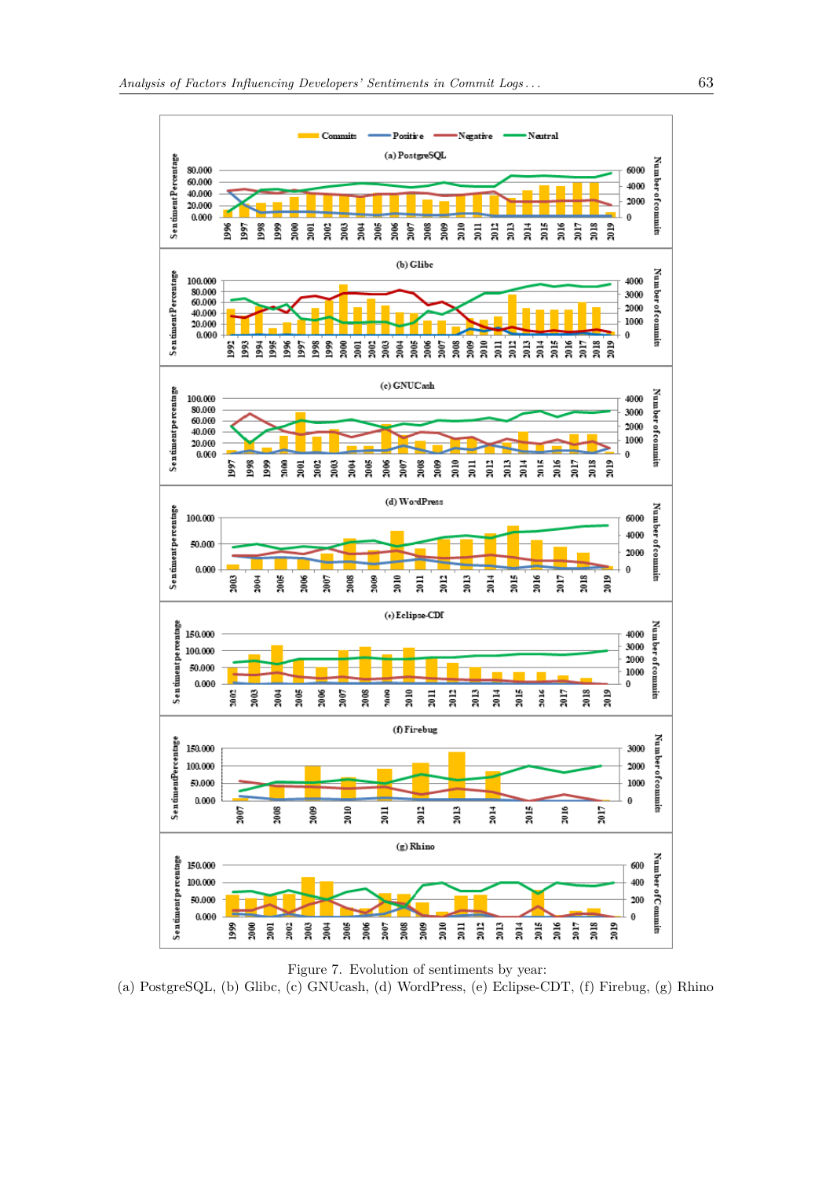Figure 7. Evolution of sentiments by year:
(a) PostgreSQL, (b) Glibc, (c) GNUcash, (d) WordPress, (e) Eclipse-CDT, (f) Firebug, (g) Rhino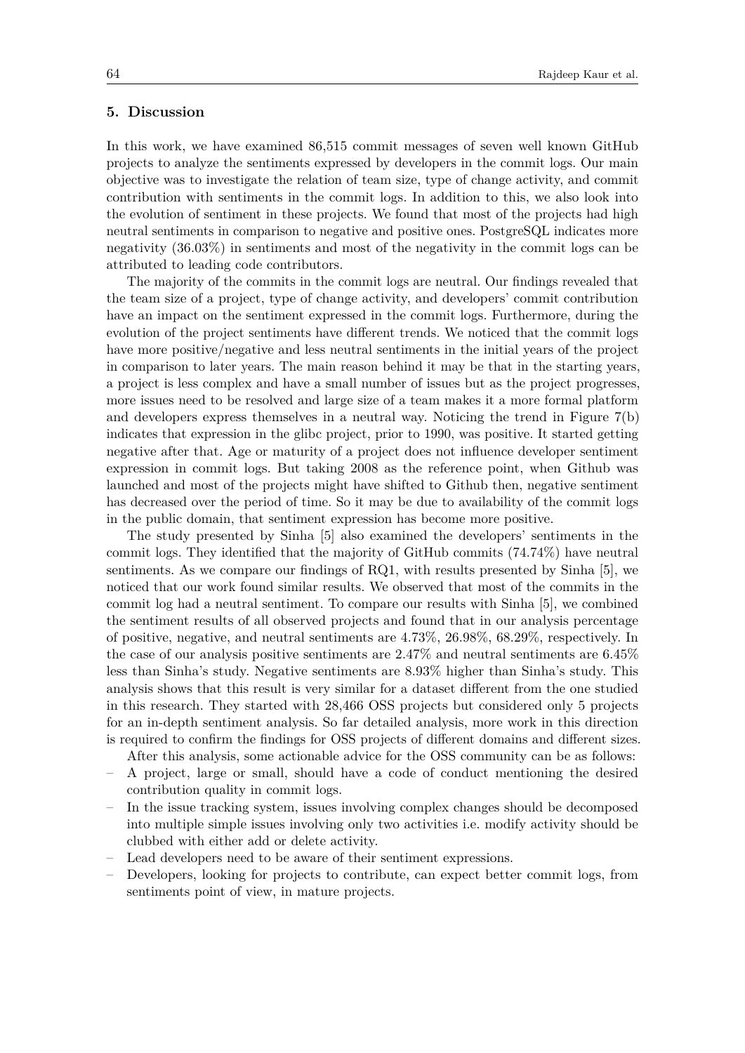## 5. Discussion

In this work, we have examined 86,515 commit messages of seven well known GitHub projects to analyze the sentiments expressed by developers in the commit logs. Our main objective was to investigate the relation of team size, type of change activity, and commit contribution with sentiments in the commit logs. In addition to this, we also look into the evolution of sentiment in these projects. We found that most of the projects had high neutral sentiments in comparison to negative and positive ones. PostgreSQL indicates more negativity (36.03%) in sentiments and most of the negativity in the commit logs can be attributed to leading code contributors.

The majority of the commits in the commit logs are neutral. Our findings revealed that the team size of a project, type of change activity, and developers' commit contribution have an impact on the sentiment expressed in the commit logs. Furthermore, during the evolution of the project sentiments have different trends. We noticed that the commit logs have more positive/negative and less neutral sentiments in the initial years of the project in comparison to later years. The main reason behind it may be that in the starting years, a project is less complex and have a small number of issues but as the project progresses, more issues need to be resolved and large size of a team makes it a more formal platform and developers express themselves in a neutral way. Noticing the trend in Figure 7(b) indicates that expression in the glibc project, prior to 1990, was positive. It started getting negative after that. Age or maturity of a project does not influence developer sentiment expression in commit logs. But taking 2008 as the reference point, when Github was launched and most of the projects might have shifted to Github then, negative sentiment has decreased over the period of time. So it may be due to availability of the commit logs in the public domain, that sentiment expression has become more positive.

The study presented by Sinha [5] also examined the developers' sentiments in the commit logs. They identified that the majority of GitHub commits (74.74%) have neutral sentiments. As we compare our findings of RQ1, with results presented by Sinha [5], we noticed that our work found similar results. We observed that most of the commits in the commit log had a neutral sentiment. To compare our results with Sinha [5], we combined the sentiment results of all observed projects and found that in our analysis percentage of positive, negative, and neutral sentiments are 4.73%, 26.98%, 68.29%, respectively. In the case of our analysis positive sentiments are 2.47% and neutral sentiments are 6.45% less than Sinha's study. Negative sentiments are 8.93% higher than Sinha's study. This analysis shows that this result is very similar for a dataset different from the one studied in this research. They started with 28,466 OSS projects but considered only 5 projects for an in-depth sentiment analysis. So far detailed analysis, more work in this direction is required to confirm the findings for OSS projects of different domains and different sizes.

After this analysis, some actionable advice for the OSS community can be as follows:

- A project, large or small, should have a code of conduct mentioning the desired contribution quality in commit logs.
- In the issue tracking system, issues involving complex changes should be decomposed into multiple simple issues involving only two activities i.e. modify activity should be clubbed with either add or delete activity.
- Lead developers need to be aware of their sentiment expressions.
- Developers, looking for projects to contribute, can expect better commit logs, from sentiments point of view, in mature projects.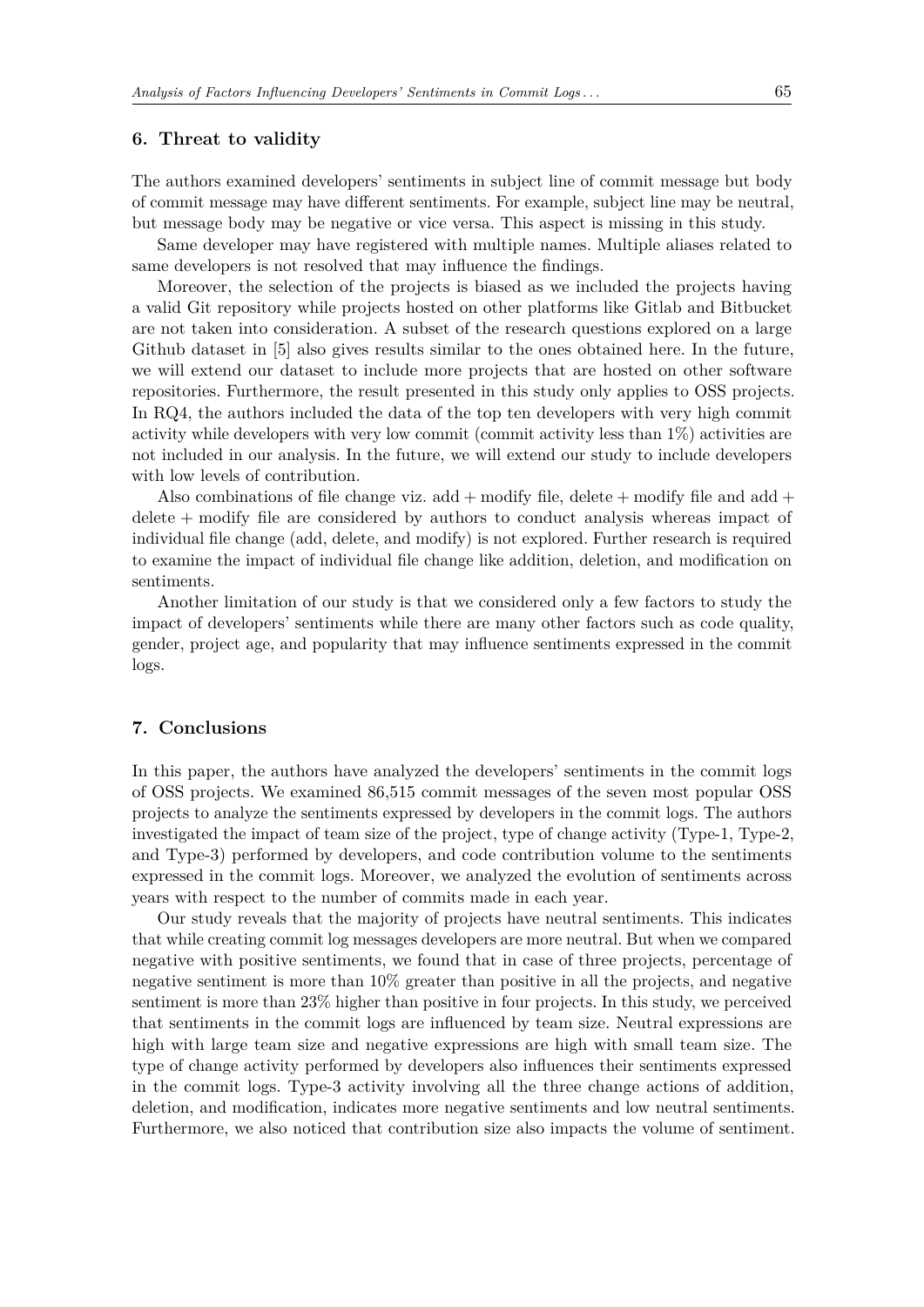## 6. Threat to validity

The authors examined developers' sentiments in subject line of commit message but body of commit message may have different sentiments. For example, subject line may be neutral, but message body may be negative or vice versa. This aspect is missing in this study.

Same developer may have registered with multiple names. Multiple aliases related to same developers is not resolved that may influence the findings.

Moreover, the selection of the projects is biased as we included the projects having a valid Git repository while projects hosted on other platforms like Gitlab and Bitbucket are not taken into consideration. A subset of the research questions explored on a large Github dataset in [5] also gives results similar to the ones obtained here. In the future, we will extend our dataset to include more projects that are hosted on other software repositories. Furthermore, the result presented in this study only applies to OSS projects. In RQ4, the authors included the data of the top ten developers with very high commit activity while developers with very low commit (commit activity less than 1%) activities are not included in our analysis. In the future, we will extend our study to include developers with low levels of contribution.

Also combinations of file change viz. add + modify file, delete + modify file and add + delete + modify file are considered by authors to conduct analysis whereas impact of individual file change (add, delete, and modify) is not explored. Further research is required to examine the impact of individual file change like addition, deletion, and modification on sentiments.

Another limitation of our study is that we considered only a few factors to study the impact of developers' sentiments while there are many other factors such as code quality, gender, project age, and popularity that may influence sentiments expressed in the commit logs.

## 7. Conclusions

In this paper, the authors have analyzed the developers' sentiments in the commit logs of OSS projects. We examined 86,515 commit messages of the seven most popular OSS projects to analyze the sentiments expressed by developers in the commit logs. The authors investigated the impact of team size of the project, type of change activity (Type-1, Type-2, and Type-3) performed by developers, and code contribution volume to the sentiments expressed in the commit logs. Moreover, we analyzed the evolution of sentiments across years with respect to the number of commits made in each year.

Our study reveals that the majority of projects have neutral sentiments. This indicates that while creating commit log messages developers are more neutral. But when we compared negative with positive sentiments, we found that in case of three projects, percentage of negative sentiment is more than 10% greater than positive in all the projects, and negative sentiment is more than 23% higher than positive in four projects. In this study, we perceived that sentiments in the commit logs are influenced by team size. Neutral expressions are high with large team size and negative expressions are high with small team size. The type of change activity performed by developers also influences their sentiments expressed in the commit logs. Type-3 activity involving all the three change actions of addition, deletion, and modification, indicates more negative sentiments and low neutral sentiments. Furthermore, we also noticed that contribution size also impacts the volume of sentiment.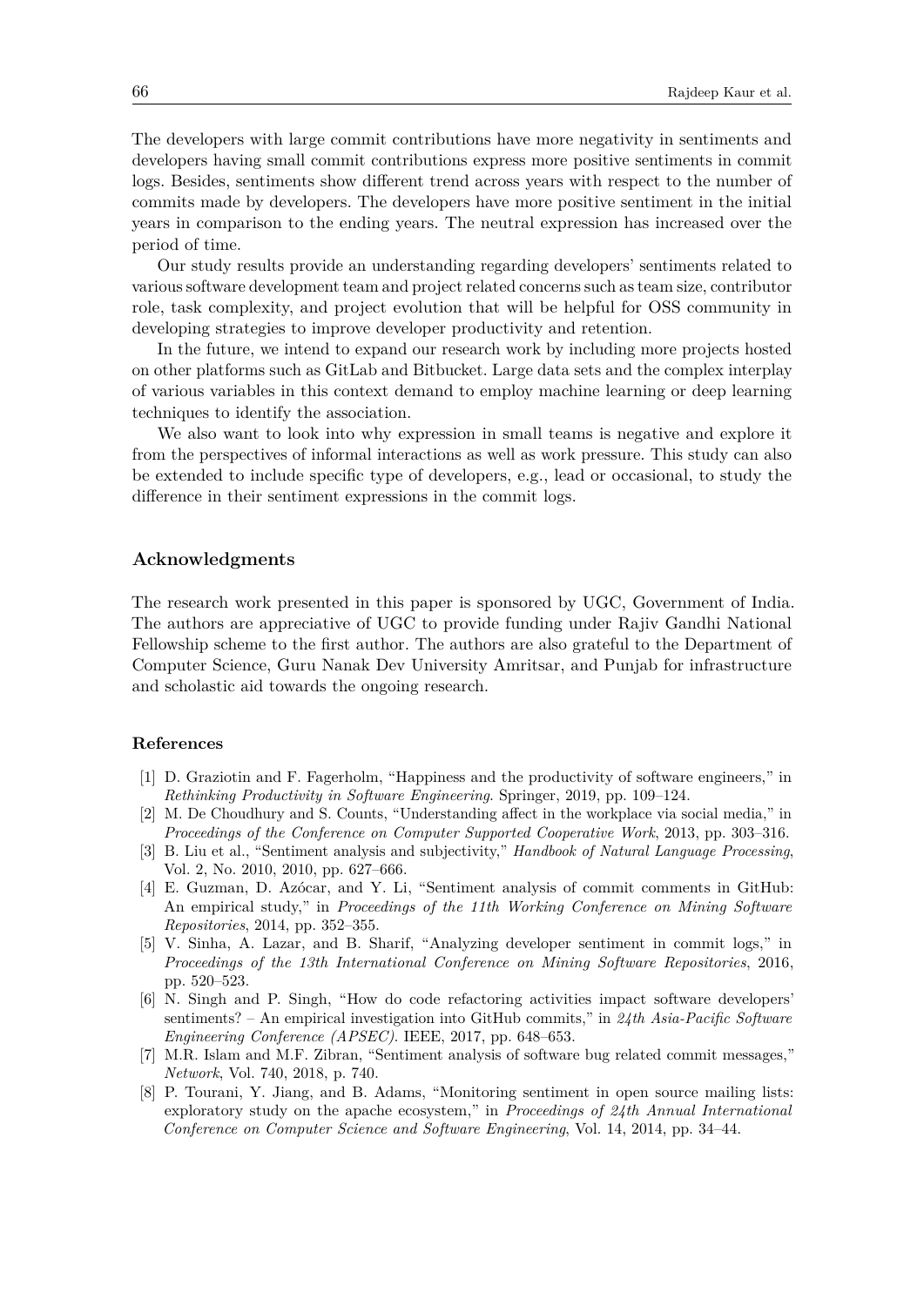The developers with large commit contributions have more negativity in sentiments and developers having small commit contributions express more positive sentiments in commit logs. Besides, sentiments show different trend across years with respect to the number of commits made by developers. The developers have more positive sentiment in the initial years in comparison to the ending years. The neutral expression has increased over the period of time.

Our study results provide an understanding regarding developers' sentiments related to various software development team and project related concerns such as team size, contributor role, task complexity, and project evolution that will be helpful for OSS community in developing strategies to improve developer productivity and retention.

In the future, we intend to expand our research work by including more projects hosted on other platforms such as GitLab and Bitbucket. Large data sets and the complex interplay of various variables in this context demand to employ machine learning or deep learning techniques to identify the association.

We also want to look into why expression in small teams is negative and explore it from the perspectives of informal interactions as well as work pressure. This study can also be extended to include specific type of developers, e.g., lead or occasional, to study the difference in their sentiment expressions in the commit logs.

## Acknowledgments

The research work presented in this paper is sponsored by UGC, Government of India. The authors are appreciative of UGC to provide funding under Rajiv Gandhi National Fellowship scheme to the first author. The authors are also grateful to the Department of Computer Science, Guru Nanak Dev University Amritsar, and Punjab for infrastructure and scholastic aid towards the ongoing research.

## References

[1] D. Graziotin and F. Fagerholm, "Happiness and the productivity of software engineers," in *Rethinking Productivity in Software Engineering*. Springer, 2019, pp. 109–124.

[2] M. De Choudhury and S. Counts, "Understanding affect in the workplace via social media," in *Proceedings of the Conference on Computer Supported Cooperative Work*, 2013, pp. 303–316.

[3] B. Liu et al., "Sentiment analysis and subjectivity," *Handbook of Natural Language Processing*, Vol. 2, No. 2010, 2010, pp. 627–666.

[4] E. Guzman, D. Azócar, and Y. Li, "Sentiment analysis of commit comments in GitHub: An empirical study," in *Proceedings of the 11th Working Conference on Mining Software Repositories*, 2014, pp. 352–355.

[5] V. Sinha, A. Lazar, and B. Sharif, "Analyzing developer sentiment in commit logs," in *Proceedings of the 13th International Conference on Mining Software Repositories*, 2016, pp. 520–523.

[6] N. Singh and P. Singh, "How do code refactoring activities impact software developers' sentiments? – An empirical investigation into GitHub commits," in *24th Asia-Pacific Software Engineering Conference (APSEC)*. IEEE, 2017, pp. 648–653.

[7] M.R. Islam and M.F. Zibran, "Sentiment analysis of software bug related commit messages," *Network*, Vol. 740, 2018, p. 740.

[8] P. Tourani, Y. Jiang, and B. Adams, "Monitoring sentiment in open source mailing lists: exploratory study on the apache ecosystem," in *Proceedings of 24th Annual International Conference on Computer Science and Software Engineering*, Vol. 14, 2014, pp. 34–44.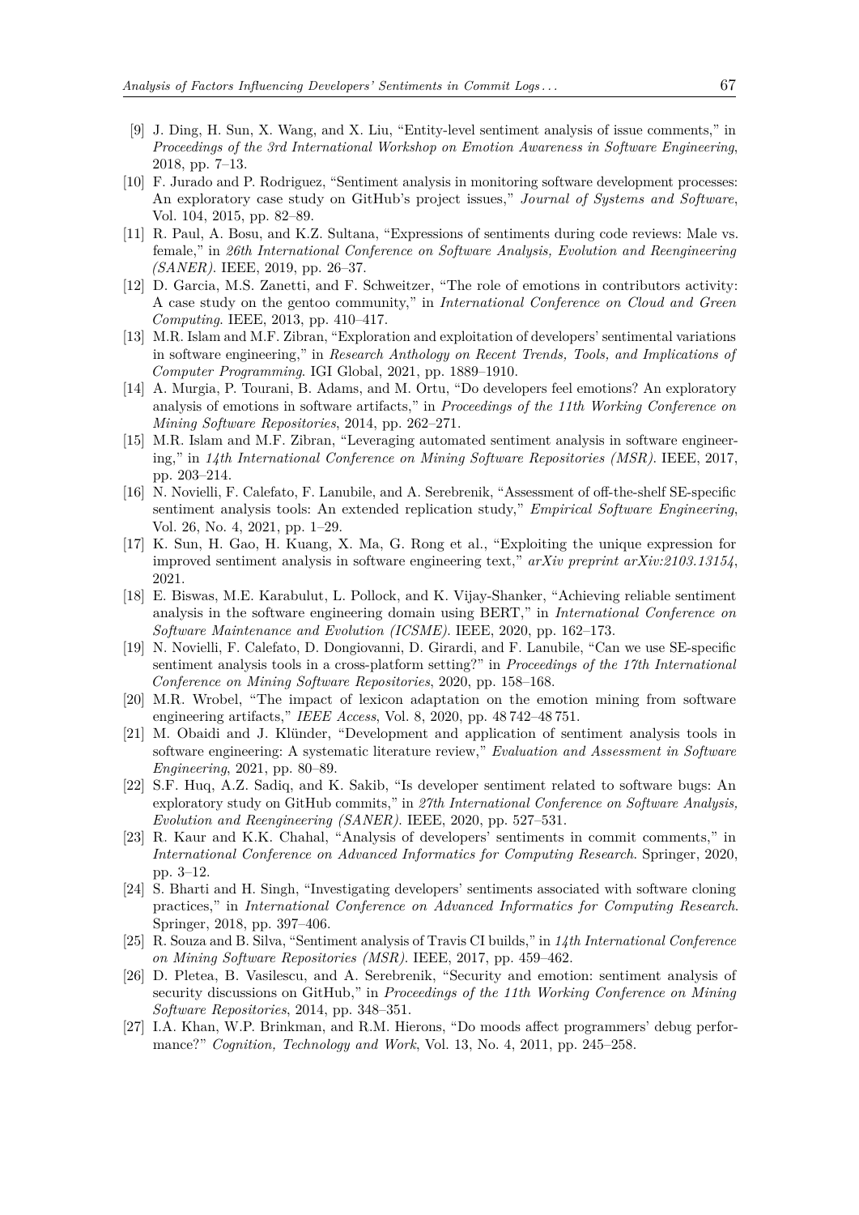[9] J. Ding, H. Sun, X. Wang, and X. Liu, "Entity-level sentiment analysis of issue comments," in *Proceedings of the 3rd International Workshop on Emotion Awareness in Software Engineering*, 2018, pp. 7–13.

[10] F. Jurado and P. Rodriguez, "Sentiment analysis in monitoring software development processes: An exploratory case study on GitHub's project issues," *Journal of Systems and Software*, Vol. 104, 2015, pp. 82–89.

[11] R. Paul, A. Bosu, and K.Z. Sultana, "Expressions of sentiments during code reviews: Male vs. female," in *26th International Conference on Software Analysis, Evolution and Reengineering (SANER)*. IEEE, 2019, pp. 26–37.

[12] D. Garcia, M.S. Zanetti, and F. Schweitzer, "The role of emotions in contributors activity: A case study on the gentoo community," in *International Conference on Cloud and Green Computing*. IEEE, 2013, pp. 410–417.

[13] M.R. Islam and M.F. Zibran, "Exploration and exploitation of developers' sentimental variations in software engineering," in *Research Anthology on Recent Trends, Tools, and Implications of Computer Programming*. IGI Global, 2021, pp. 1889–1910.

[14] A. Murgia, P. Tourani, B. Adams, and M. Ortu, "Do developers feel emotions? An exploratory analysis of emotions in software artifacts," in *Proceedings of the 11th Working Conference on Mining Software Repositories*, 2014, pp. 262–271.

[15] M.R. Islam and M.F. Zibran, "Leveraging automated sentiment analysis in software engineering," in *14th International Conference on Mining Software Repositories (MSR)*. IEEE, 2017, pp. 203–214.

[16] N. Novielli, F. Calefato, F. Lanubile, and A. Serebrenik, "Assessment of off-the-shelf SE-specific sentiment analysis tools: An extended replication study," *Empirical Software Engineering*, Vol. 26, No. 4, 2021, pp. 1–29.

[17] K. Sun, H. Gao, H. Kuang, X. Ma, G. Rong et al., "Exploiting the unique expression for improved sentiment analysis in software engineering text," *arXiv preprint arXiv:2103.13154*, 2021.

[18] E. Biswas, M.E. Karabulut, L. Pollock, and K. Vijay-Shanker, "Achieving reliable sentiment analysis in the software engineering domain using BERT," in *International Conference on Software Maintenance and Evolution (ICSME)*. IEEE, 2020, pp. 162–173.

[19] N. Novielli, F. Calefato, D. Dongiovanni, D. Girardi, and F. Lanubile, "Can we use SE-specific sentiment analysis tools in a cross-platform setting?" in *Proceedings of the 17th International Conference on Mining Software Repositories*, 2020, pp. 158–168.

[20] M.R. Wrobel, "The impact of lexicon adaptation on the emotion mining from software engineering artifacts," *IEEE Access*, Vol. 8, 2020, pp. 48 742–48 751.

[21] M. Obaidi and J. Klünder, "Development and application of sentiment analysis tools in software engineering: A systematic literature review," *Evaluation and Assessment in Software Engineering*, 2021, pp. 80–89.

[22] S.F. Huq, A.Z. Sadiq, and K. Sakib, "Is developer sentiment related to software bugs: An exploratory study on GitHub commits," in *27th International Conference on Software Analysis, Evolution and Reengineering (SANER)*. IEEE, 2020, pp. 527–531.

[23] R. Kaur and K.K. Chahal, "Analysis of developers' sentiments in commit comments," in *International Conference on Advanced Informatics for Computing Research*. Springer, 2020, pp. 3–12.

[24] S. Bharti and H. Singh, "Investigating developers' sentiments associated with software cloning practices," in *International Conference on Advanced Informatics for Computing Research*. Springer, 2018, pp. 397–406.

[25] R. Souza and B. Silva, "Sentiment analysis of Travis CI builds," in *14th International Conference on Mining Software Repositories (MSR)*. IEEE, 2017, pp. 459–462.

[26] D. Pletea, B. Vasilescu, and A. Serebrenik, "Security and emotion: sentiment analysis of security discussions on GitHub," in *Proceedings of the 11th Working Conference on Mining Software Repositories*, 2014, pp. 348–351.

[27] I.A. Khan, W.P. Brinkman, and R.M. Hierons, "Do moods affect programmers' debug performance?" *Cognition, Technology and Work*, Vol. 13, No. 4, 2011, pp. 245–258.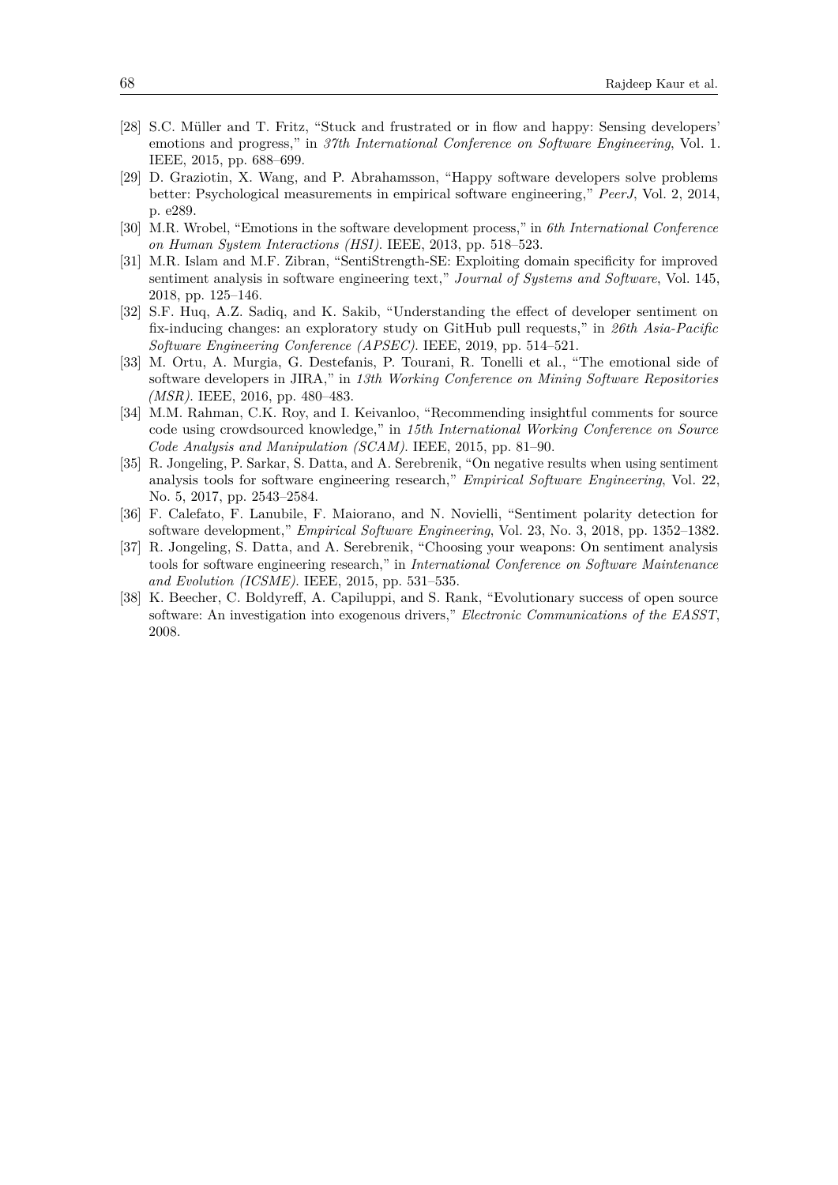[28] S.C. Müller and T. Fritz, "Stuck and frustrated or in flow and happy: Sensing developers' emotions and progress," in *37th International Conference on Software Engineering*, Vol. 1. IEEE, 2015, pp. 688–699.

[29] D. Graziotin, X. Wang, and P. Abrahamsson, "Happy software developers solve problems better: Psychological measurements in empirical software engineering," *PeerJ*, Vol. 2, 2014, p. e289.

[30] M.R. Wrobel, "Emotions in the software development process," in *6th International Conference on Human System Interactions (HSI)*. IEEE, 2013, pp. 518–523.

[31] M.R. Islam and M.F. Zibran, "SentiStrength-SE: Exploiting domain specificity for improved sentiment analysis in software engineering text," *Journal of Systems and Software*, Vol. 145, 2018, pp. 125–146.

[32] S.F. Huq, A.Z. Sadiq, and K. Sakib, "Understanding the effect of developer sentiment on fix-inducing changes: an exploratory study on GitHub pull requests," in *26th Asia-Pacific Software Engineering Conference (APSEC)*. IEEE, 2019, pp. 514–521.

[33] M. Ortu, A. Murgia, G. Destefanis, P. Tourani, R. Tonelli et al., "The emotional side of software developers in JIRA," in *13th Working Conference on Mining Software Repositories (MSR)*. IEEE, 2016, pp. 480–483.

[34] M.M. Rahman, C.K. Roy, and I. Keivanloo, "Recommending insightful comments for source code using crowdsourced knowledge," in *15th International Working Conference on Source Code Analysis and Manipulation (SCAM)*. IEEE, 2015, pp. 81–90.

[35] R. Jongeling, P. Sarkar, S. Datta, and A. Serebrenik, "On negative results when using sentiment analysis tools for software engineering research," *Empirical Software Engineering*, Vol. 22, No. 5, 2017, pp. 2543–2584.

[36] F. Calefato, F. Lanubile, F. Maiorano, and N. Novielli, "Sentiment polarity detection for software development," *Empirical Software Engineering*, Vol. 23, No. 3, 2018, pp. 1352–1382.

[37] R. Jongeling, S. Datta, and A. Serebrenik, "Choosing your weapons: On sentiment analysis tools for software engineering research," in *International Conference on Software Maintenance and Evolution (ICSME)*. IEEE, 2015, pp. 531–535.

[38] K. Beecher, C. Boldyreff, A. Capiluppi, and S. Rank, "Evolutionary success of open source software: An investigation into exogenous drivers," *Electronic Communications of the EASST*, 2008.